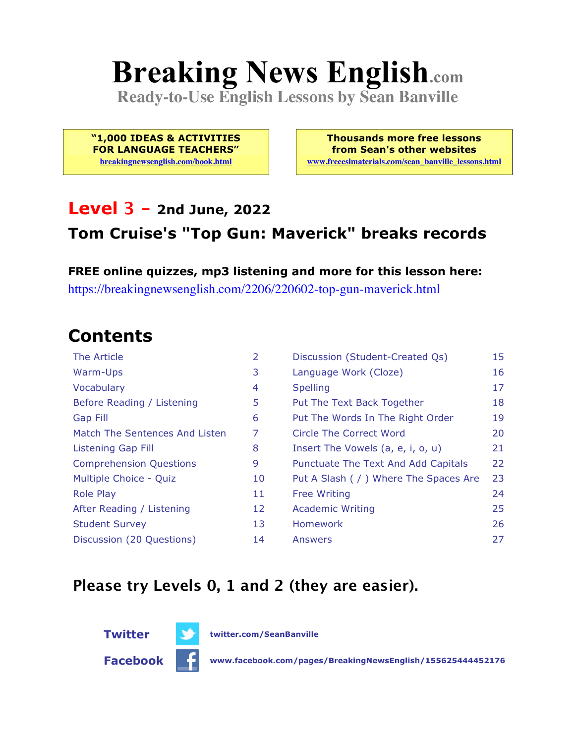# Breaking News English.com

**Ready-to-Use English Lessons by Sean Banville**

**"1,000 IDEAS & ACTIVITIES FOR LANGUAGE TEACHERS"**
breakingnewsenglish.com/book.html

**Thousands more free lessons from Sean's other websites**
www.freeeslmaterials.com/sean_banville_lessons.html

## Level 3 – 2nd June, 2022

## Tom Cruise's "Top Gun: Maverick" breaks records

**FREE online quizzes, mp3 listening and more for this lesson here:**
https://breakingnewsenglish.com/2206/220602-top-gun-maverick.html

## Contents

| | | | |
|---|---|---|---|
| The Article | 2 | Discussion (Student-Created Qs) | 15 |
| Warm-Ups | 3 | Language Work (Cloze) | 16 |
| Vocabulary | 4 | Spelling | 17 |
| Before Reading / Listening | 5 | Put The Text Back Together | 18 |
| Gap Fill | 6 | Put The Words In The Right Order | 19 |
| Match The Sentences And Listen | 7 | Circle The Correct Word | 20 |
| Listening Gap Fill | 8 | Insert The Vowels (a, e, i, o, u) | 21 |
| Comprehension Questions | 9 | Punctuate The Text And Add Capitals | 22 |
| Multiple Choice - Quiz | 10 | Put A Slash ( / ) Where The Spaces Are | 23 |
| Role Play | 11 | Free Writing | 24 |
| After Reading / Listening | 12 | Academic Writing | 25 |
| Student Survey | 13 | Homework | 26 |
| Discussion (20 Questions) | 14 | Answers | 27 |

**Please try Levels 0, 1 and 2 (they are easier).**

**Twitter** twitter.com/SeanBanville

**Facebook** www.facebook.com/pages/BreakingNewsEnglish/155625444452176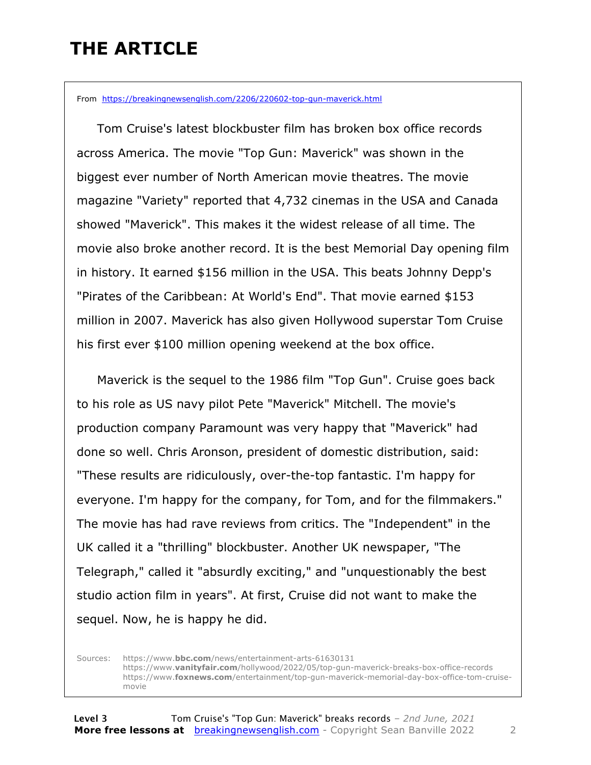# THE ARTICLE

From https://breakingnewsenglish.com/2206/220602-top-gun-maverick.html

Tom Cruise's latest blockbuster film has broken box office records across America. The movie "Top Gun: Maverick" was shown in the biggest ever number of North American movie theatres. The movie magazine "Variety" reported that 4,732 cinemas in the USA and Canada showed "Maverick". This makes it the widest release of all time. The movie also broke another record. It is the best Memorial Day opening film in history. It earned $156 million in the USA. This beats Johnny Depp's "Pirates of the Caribbean: At World's End". That movie earned $153 million in 2007. Maverick has also given Hollywood superstar Tom Cruise his first ever $100 million opening weekend at the box office.

Maverick is the sequel to the 1986 film "Top Gun". Cruise goes back to his role as US navy pilot Pete "Maverick" Mitchell. The movie's production company Paramount was very happy that "Maverick" had done so well. Chris Aronson, president of domestic distribution, said: "These results are ridiculously, over-the-top fantastic. I'm happy for everyone. I'm happy for the company, for Tom, and for the filmmakers." The movie has had rave reviews from critics. The "Independent" in the UK called it a "thrilling" blockbuster. Another UK newspaper, "The Telegraph," called it "absurdly exciting," and "unquestionably the best studio action film in years". At first, Cruise did not want to make the sequel. Now, he is happy he did.

Sources:
https://www.bbc.com/news/entertainment-arts-61630131
https://www.vanityfair.com/hollywood/2022/05/top-gun-maverick-breaks-box-office-records
https://www.foxnews.com/entertainment/top-gun-maverick-memorial-day-box-office-tom-cruise-movie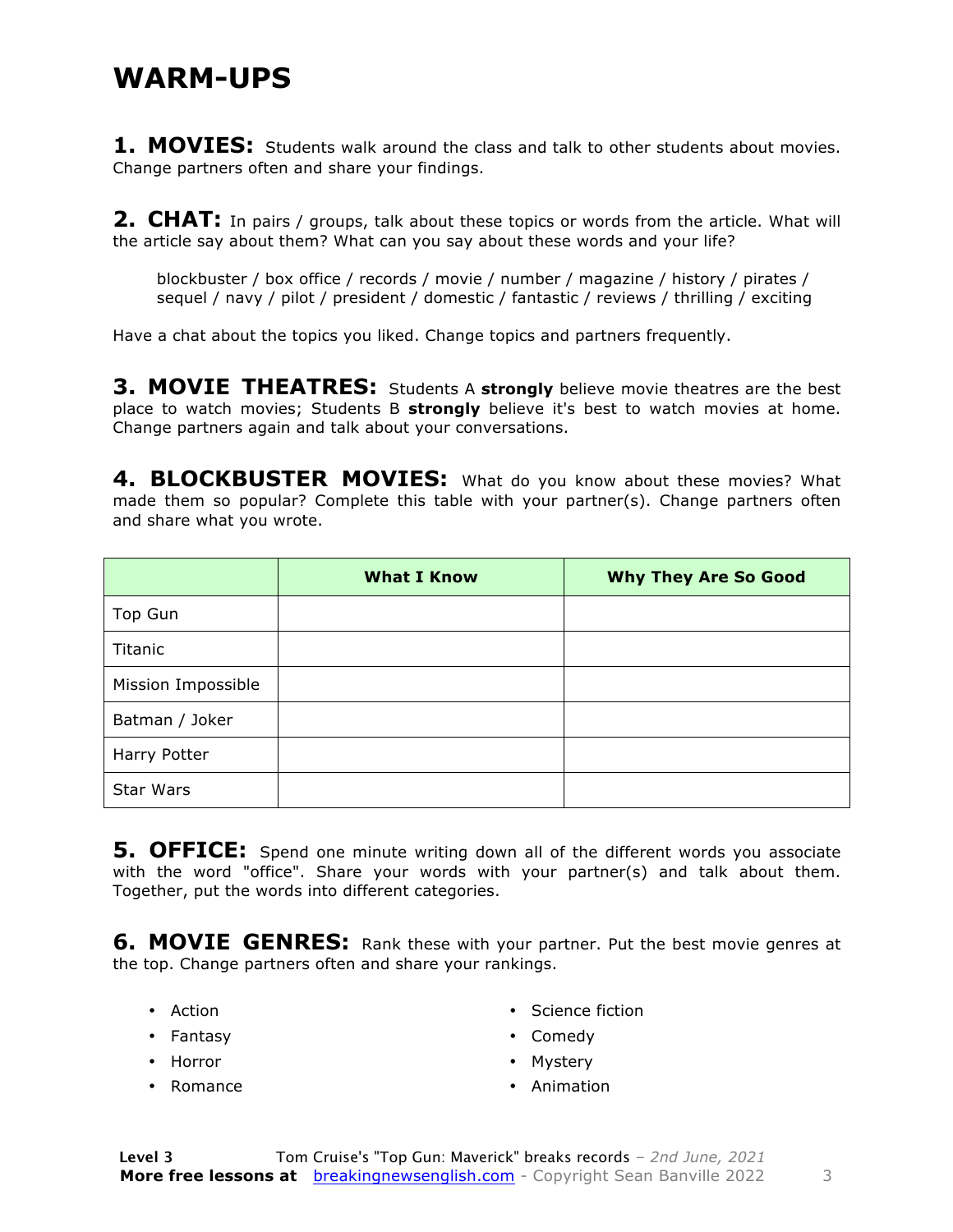# WARM-UPS

**1. MOVIES:** Students walk around the class and talk to other students about movies. Change partners often and share your findings.

**2. CHAT:** In pairs / groups, talk about these topics or words from the article. What will the article say about them? What can you say about these words and your life?

> blockbuster / box office / records / movie / number / magazine / history / pirates / sequel / navy / pilot / president / domestic / fantastic / reviews / thrilling / exciting

Have a chat about the topics you liked. Change topics and partners frequently.

**3. MOVIE THEATRES:** Students A **strongly** believe movie theatres are the best place to watch movies; Students B **strongly** believe it's best to watch movies at home. Change partners again and talk about your conversations.

**4. BLOCKBUSTER MOVIES:** What do you know about these movies? What made them so popular? Complete this table with your partner(s). Change partners often and share what you wrote.

| | What I Know | Why They Are So Good |
|---|---|---|
| Top Gun | | |
| Titanic | | |
| Mission Impossible | | |
| Batman / Joker | | |
| Harry Potter | | |
| Star Wars | | |

**5. OFFICE:** Spend one minute writing down all of the different words you associate with the word "office". Share your words with your partner(s) and talk about them. Together, put the words into different categories.

**6. MOVIE GENRES:** Rank these with your partner. Put the best movie genres at the top. Change partners often and share your rankings.

- Action
- Fantasy
- Horror
- Romance
- Science fiction
- Comedy
- Mystery
- Animation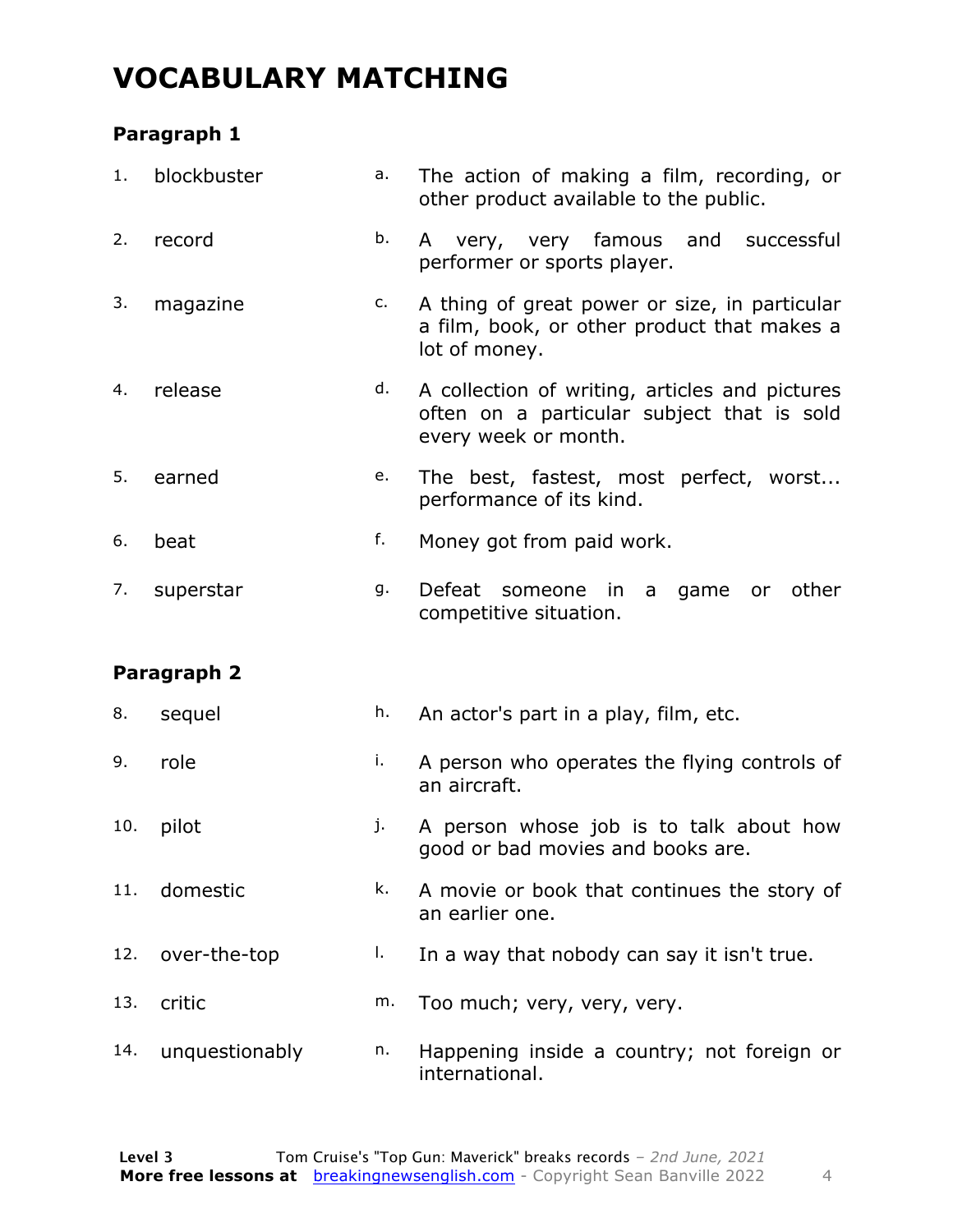# VOCABULARY MATCHING

### Paragraph 1

| | | | |
|---|---|---|---|
| 1. | blockbuster | a. | The action of making a film, recording, or other product available to the public. |
| 2. | record | b. | A very, very famous and successful performer or sports player. |
| 3. | magazine | c. | A thing of great power or size, in particular a film, book, or other product that makes a lot of money. |
| 4. | release | d. | A collection of writing, articles and pictures often on a particular subject that is sold every week or month. |
| 5. | earned | e. | The best, fastest, most perfect, worst... performance of its kind. |
| 6. | beat | f. | Money got from paid work. |
| 7. | superstar | g. | Defeat someone in a game or other competitive situation. |

### Paragraph 2

| | | | |
|---|---|---|---|
| 8. | sequel | h. | An actor's part in a play, film, etc. |
| 9. | role | i. | A person who operates the flying controls of an aircraft. |
| 10. | pilot | j. | A person whose job is to talk about how good or bad movies and books are. |
| 11. | domestic | k. | A movie or book that continues the story of an earlier one. |
| 12. | over-the-top | l. | In a way that nobody can say it isn't true. |
| 13. | critic | m. | Too much; very, very, very. |
| 14. | unquestionably | n. | Happening inside a country; not foreign or international. |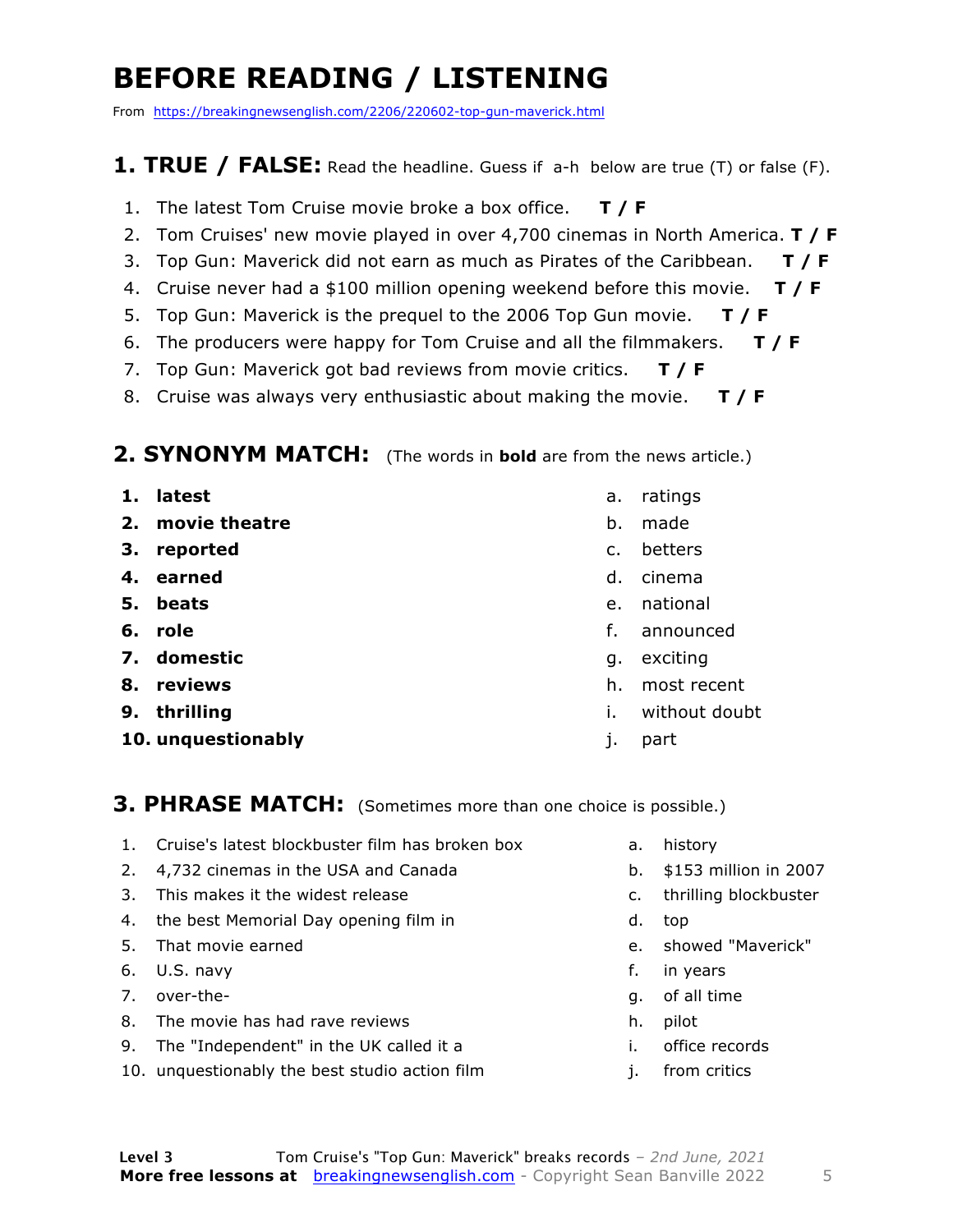# BEFORE READING / LISTENING

From https://breakingnewsenglish.com/2206/220602-top-gun-maverick.html

## 1. TRUE / FALSE: Read the headline. Guess if a-h below are true (T) or false (F).

1. The latest Tom Cruise movie broke a box office. **T / F**
2. Tom Cruises' new movie played in over 4,700 cinemas in North America. **T / F**
3. Top Gun: Maverick did not earn as much as Pirates of the Caribbean. **T / F**
4. Cruise never had a $100 million opening weekend before this movie. **T / F**
5. Top Gun: Maverick is the prequel to the 2006 Top Gun movie. **T / F**
6. The producers were happy for Tom Cruise and all the filmmakers. **T / F**
7. Top Gun: Maverick got bad reviews from movie critics. **T / F**
8. Cruise was always very enthusiastic about making the movie. **T / F**

## 2. SYNONYM MATCH: (The words in **bold** are from the news article.)

1. **latest**
2. **movie theatre**
3. **reported**
4. **earned**
5. **beats**
6. **role**
7. **domestic**
8. **reviews**
9. **thrilling**
10. **unquestionably**

a. ratings
b. made
c. betters
d. cinema
e. national
f. announced
g. exciting
h. most recent
i. without doubt
j. part

## 3. PHRASE MATCH: (Sometimes more than one choice is possible.)

1. Cruise's latest blockbuster film has broken box
2. 4,732 cinemas in the USA and Canada
3. This makes it the widest release
4. the best Memorial Day opening film in
5. That movie earned
6. U.S. navy
7. over-the-
8. The movie has had rave reviews
9. The "Independent" in the UK called it a
10. unquestionably the best studio action film

a. history
b. $153 million in 2007
c. thrilling blockbuster
d. top
e. showed "Maverick"
f. in years
g. of all time
h. pilot
i. office records
j. from critics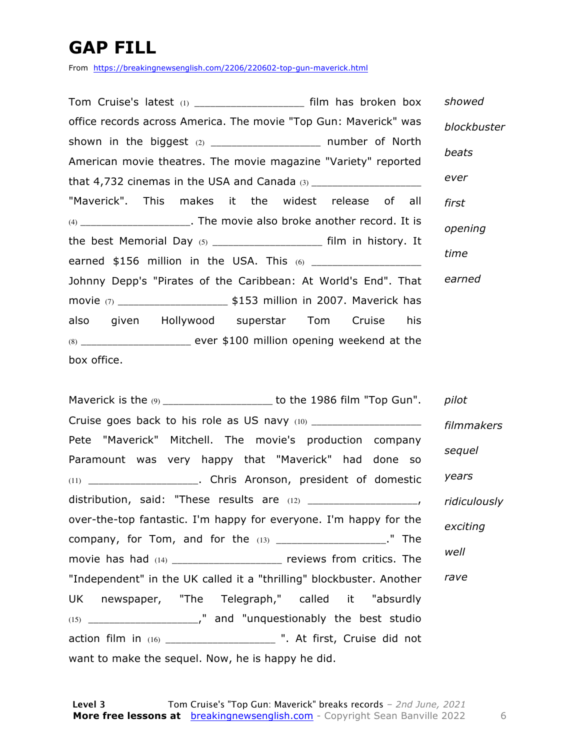# GAP FILL

From https://breakingnewsenglish.com/2206/220602-top-gun-maverick.html

Tom Cruise's latest (1) _________________ film has broken box office records across America. The movie "Top Gun: Maverick" was shown in the biggest (2) _________________ number of North American movie theatres. The movie magazine "Variety" reported that 4,732 cinemas in the USA and Canada (3) _________________ "Maverick". This makes it the widest release of all (4) _________________. The movie also broke another record. It is the best Memorial Day (5) _________________ film in history. It earned $156 million in the USA. This (6) _________________ Johnny Depp's "Pirates of the Caribbean: At World's End". That movie (7) _________________ $153 million in 2007. Maverick has also given Hollywood superstar Tom Cruise his (8) _________________ ever $100 million opening weekend at the box office.

*showed*

*blockbuster*

*beats*

*ever*

*first*

*opening*

*time*

*earned*

Maverick is the (9) _________________ to the 1986 film "Top Gun". Cruise goes back to his role as US navy (10) _________________ Pete "Maverick" Mitchell. The movie's production company Paramount was very happy that "Maverick" had done so (11) _________________. Chris Aronson, president of domestic distribution, said: "These results are (12) _________________, over-the-top fantastic. I'm happy for everyone. I'm happy for the company, for Tom, and for the (13) _________________." The movie has had (14) _________________ reviews from critics. The "Independent" in the UK called it a "thrilling" blockbuster. Another UK newspaper, "The Telegraph," called it "absurdly (15) _________________," and "unquestionably the best studio action film in (16) _________________ ". At first, Cruise did not want to make the sequel. Now, he is happy he did.

*pilot*

*filmmakers*

*sequel*

*years*

*ridiculously*

*exciting*

*well*

*rave*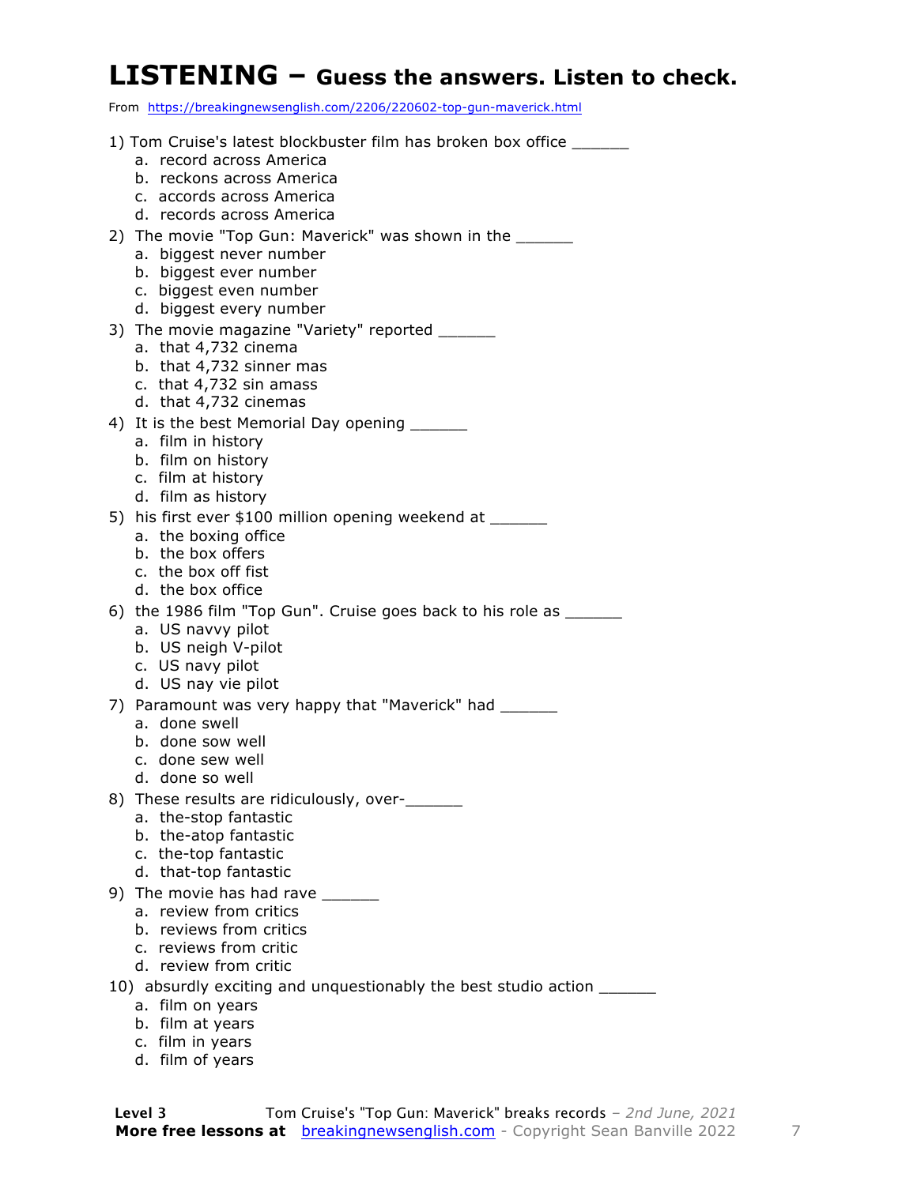# LISTENING – Guess the answers. Listen to check.

From https://breakingnewsenglish.com/2206/220602-top-gun-maverick.html

1) Tom Cruise's latest blockbuster film has broken box office ______
   a. record across America
   b. reckons across America
   c. accords across America
   d. records across America

2) The movie "Top Gun: Maverick" was shown in the ______
   a. biggest never number
   b. biggest ever number
   c. biggest even number
   d. biggest every number

3) The movie magazine "Variety" reported ______
   a. that 4,732 cinema
   b. that 4,732 sinner mas
   c. that 4,732 sin amass
   d. that 4,732 cinemas

4) It is the best Memorial Day opening ______
   a. film in history
   b. film on history
   c. film at history
   d. film as history

5) his first ever $100 million opening weekend at ______
   a. the boxing office
   b. the box offers
   c. the box off fist
   d. the box office

6) the 1986 film "Top Gun". Cruise goes back to his role as ______
   a. US navvy pilot
   b. US neigh V-pilot
   c. US navy pilot
   d. US nay vie pilot

7) Paramount was very happy that "Maverick" had ______
   a. done swell
   b. done sow well
   c. done sew well
   d. done so well

8) These results are ridiculously, over-______
   a. the-stop fantastic
   b. the-atop fantastic
   c. the-top fantastic
   d. that-top fantastic

9) The movie has had rave ______
   a. review from critics
   b. reviews from critics
   c. reviews from critic
   d. review from critic

10) absurdly exciting and unquestionably the best studio action ______
   a. film on years
   b. film at years
   c. film in years
   d. film of years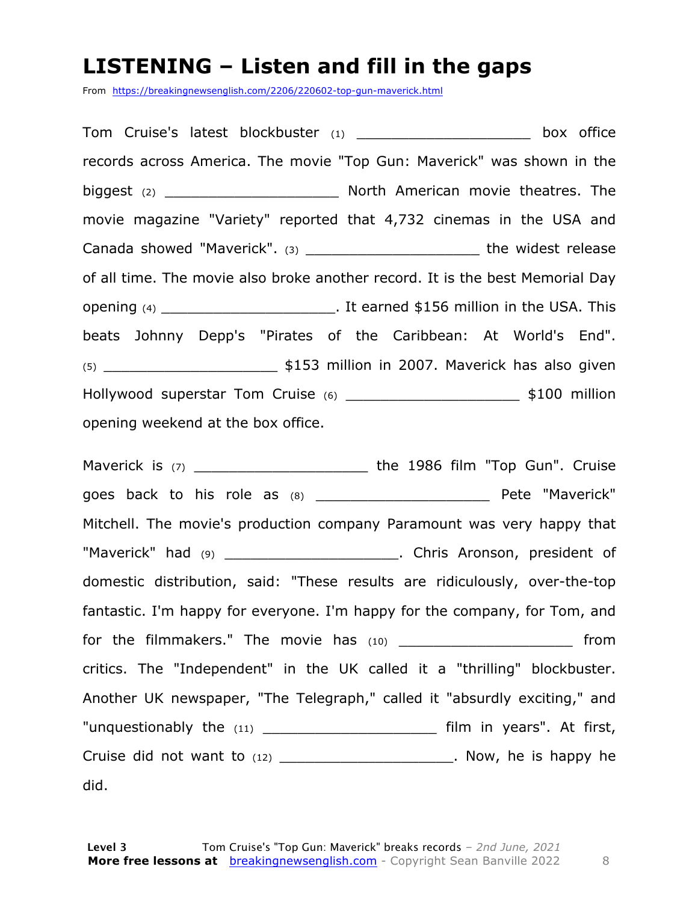# LISTENING – Listen and fill in the gaps

From https://breakingnewsenglish.com/2206/220602-top-gun-maverick.html

Tom Cruise's latest blockbuster (1) ____________________ box office records across America. The movie "Top Gun: Maverick" was shown in the biggest (2) ____________________ North American movie theatres. The movie magazine "Variety" reported that 4,732 cinemas in the USA and Canada showed "Maverick". (3) ____________________ the widest release of all time. The movie also broke another record. It is the best Memorial Day opening (4) ____________________. It earned $156 million in the USA. This beats Johnny Depp's "Pirates of the Caribbean: At World's End". (5) ____________________ $153 million in 2007. Maverick has also given Hollywood superstar Tom Cruise (6) ____________________ $100 million opening weekend at the box office.

Maverick is (7) ____________________ the 1986 film "Top Gun". Cruise goes back to his role as (8) ____________________ Pete "Maverick" Mitchell. The movie's production company Paramount was very happy that "Maverick" had (9) ____________________. Chris Aronson, president of domestic distribution, said: "These results are ridiculously, over-the-top fantastic. I'm happy for everyone. I'm happy for the company, for Tom, and for the filmmakers." The movie has (10) ____________________ from critics. The "Independent" in the UK called it a "thrilling" blockbuster. Another UK newspaper, "The Telegraph," called it "absurdly exciting," and "unquestionably the (11) ____________________ film in years". At first, Cruise did not want to (12) ____________________. Now, he is happy he did.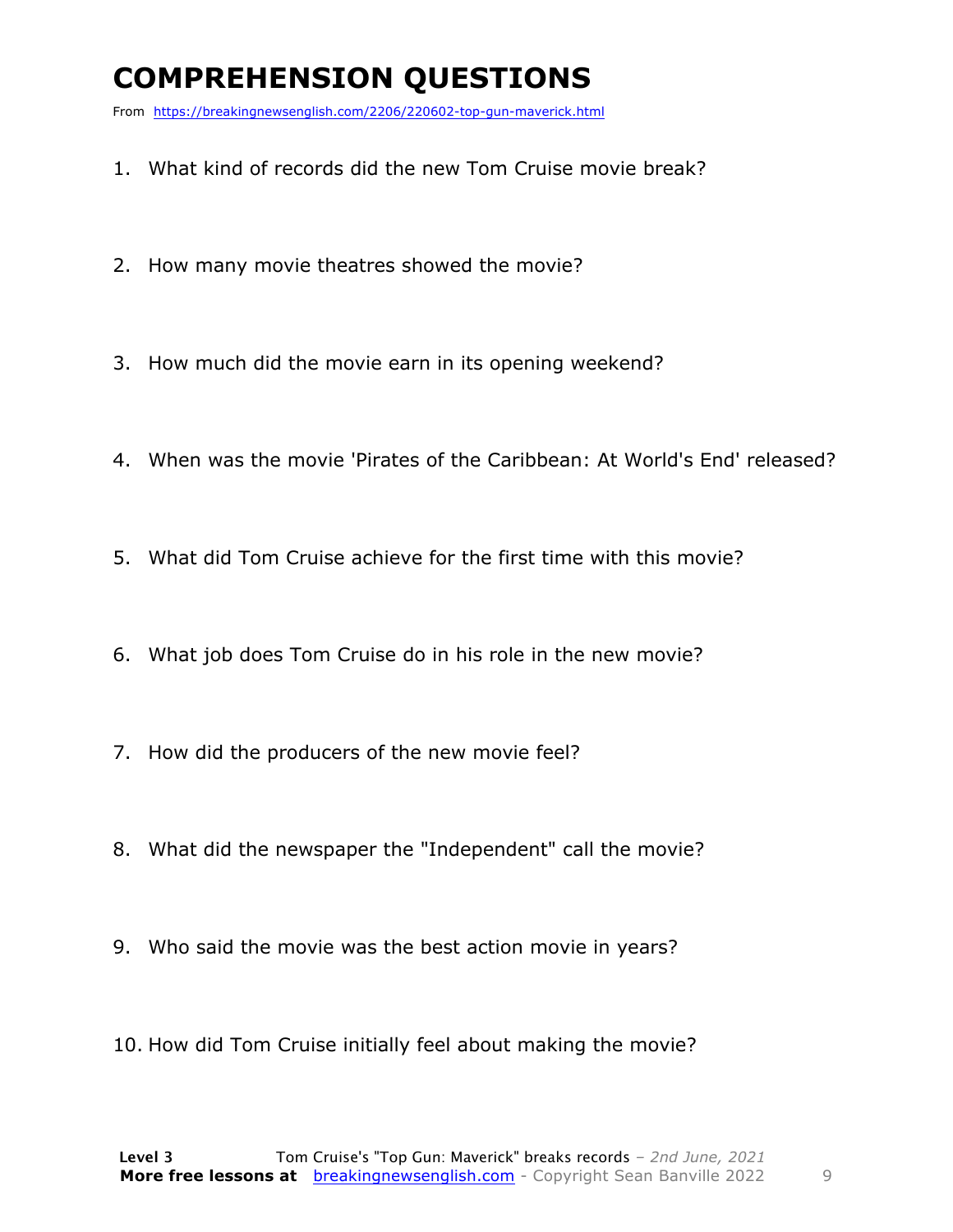# COMPREHENSION QUESTIONS

From https://breakingnewsenglish.com/2206/220602-top-gun-maverick.html

1. What kind of records did the new Tom Cruise movie break?
2. How many movie theatres showed the movie?
3. How much did the movie earn in its opening weekend?
4. When was the movie 'Pirates of the Caribbean: At World's End' released?
5. What did Tom Cruise achieve for the first time with this movie?
6. What job does Tom Cruise do in his role in the new movie?
7. How did the producers of the new movie feel?
8. What did the newspaper the "Independent" call the movie?
9. Who said the movie was the best action movie in years?
10. How did Tom Cruise initially feel about making the movie?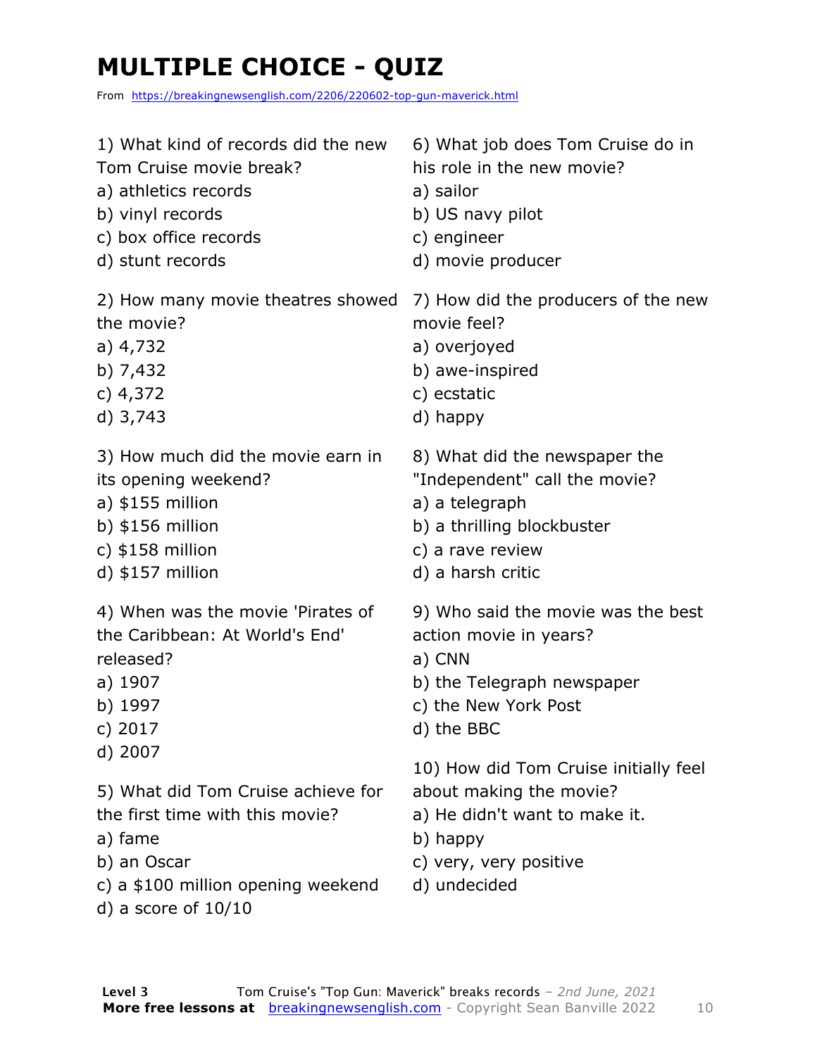# MULTIPLE CHOICE - QUIZ

From https://breakingnewsenglish.com/2206/220602-top-gun-maverick.html

1) What kind of records did the new Tom Cruise movie break?
a) athletics records
b) vinyl records
c) box office records
d) stunt records

2) How many movie theatres showed the movie?
a) 4,732
b) 7,432
c) 4,372
d) 3,743

3) How much did the movie earn in its opening weekend?
a) $155 million
b) $156 million
c) $158 million
d) $157 million

4) When was the movie 'Pirates of the Caribbean: At World's End' released?
a) 1907
b) 1997
c) 2017
d) 2007

5) What did Tom Cruise achieve for the first time with this movie?
a) fame
b) an Oscar
c) a $100 million opening weekend
d) a score of 10/10

6) What job does Tom Cruise do in his role in the new movie?
a) sailor
b) US navy pilot
c) engineer
d) movie producer

7) How did the producers of the new movie feel?
a) overjoyed
b) awe-inspired
c) ecstatic
d) happy

8) What did the newspaper the "Independent" call the movie?
a) a telegraph
b) a thrilling blockbuster
c) a rave review
d) a harsh critic

9) Who said the movie was the best action movie in years?
a) CNN
b) the Telegraph newspaper
c) the New York Post
d) the BBC

10) How did Tom Cruise initially feel about making the movie?
a) He didn't want to make it.
b) happy
c) very, very positive
d) undecided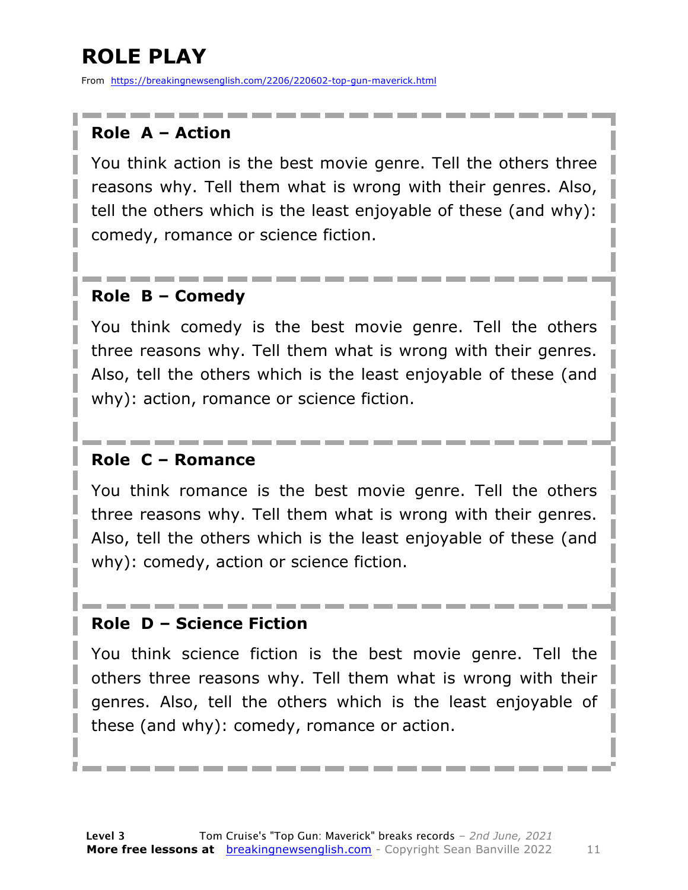# ROLE PLAY

From https://breakingnewsenglish.com/2206/220602-top-gun-maverick.html

### Role A – Action

You think action is the best movie genre. Tell the others three reasons why. Tell them what is wrong with their genres. Also, tell the others which is the least enjoyable of these (and why): comedy, romance or science fiction.

### Role B – Comedy

You think comedy is the best movie genre. Tell the others three reasons why. Tell them what is wrong with their genres. Also, tell the others which is the least enjoyable of these (and why): action, romance or science fiction.

### Role C – Romance

You think romance is the best movie genre. Tell the others three reasons why. Tell them what is wrong with their genres. Also, tell the others which is the least enjoyable of these (and why): comedy, action or science fiction.

### Role D – Science Fiction

You think science fiction is the best movie genre. Tell the others three reasons why. Tell them what is wrong with their genres. Also, tell the others which is the least enjoyable of these (and why): comedy, romance or action.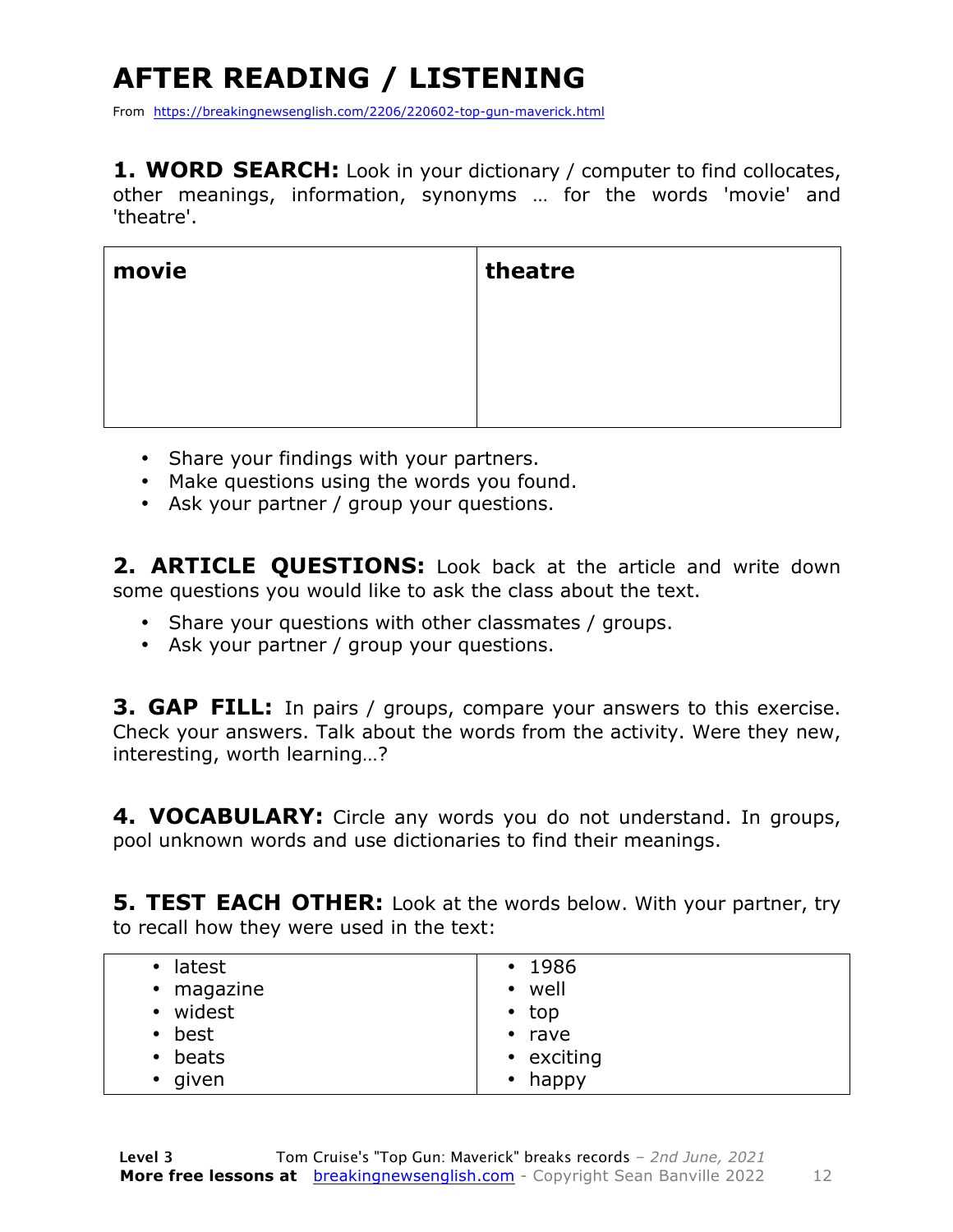# AFTER READING / LISTENING

From https://breakingnewsenglish.com/2206/220602-top-gun-maverick.html

**1. WORD SEARCH:** Look in your dictionary / computer to find collocates, other meanings, information, synonyms … for the words 'movie' and 'theatre'.

| **movie** | **theatre** |
| --- | --- |
| | |

- Share your findings with your partners.
- Make questions using the words you found.
- Ask your partner / group your questions.

**2. ARTICLE QUESTIONS:** Look back at the article and write down some questions you would like to ask the class about the text.

- Share your questions with other classmates / groups.
- Ask your partner / group your questions.

**3. GAP FILL:** In pairs / groups, compare your answers to this exercise. Check your answers. Talk about the words from the activity. Were they new, interesting, worth learning…?

**4. VOCABULARY:** Circle any words you do not understand. In groups, pool unknown words and use dictionaries to find their meanings.

**5. TEST EACH OTHER:** Look at the words below. With your partner, try to recall how they were used in the text:

| | |
| --- | --- |
| • latest<br>• magazine<br>• widest<br>• best<br>• beats<br>• given | • 1986<br>• well<br>• top<br>• rave<br>• exciting<br>• happy |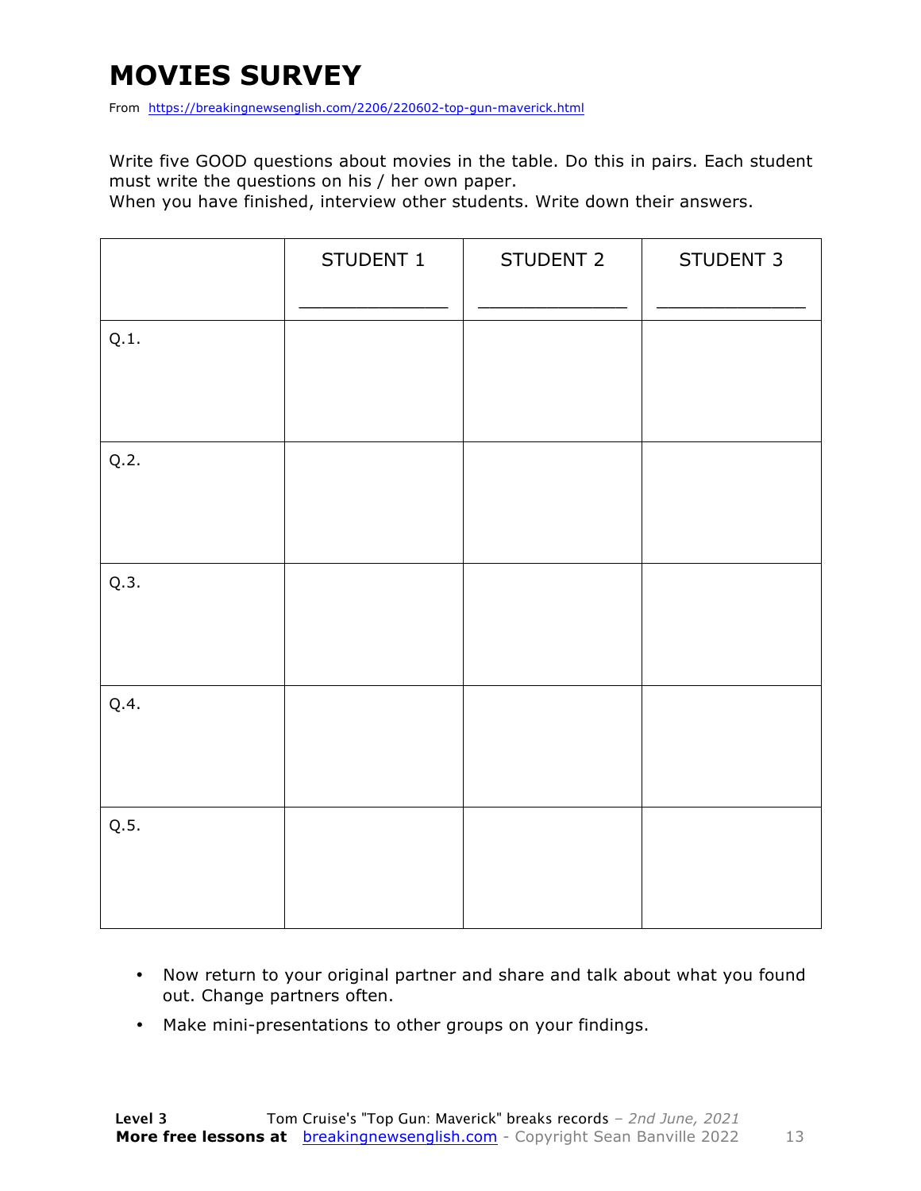# MOVIES SURVEY

From https://breakingnewsenglish.com/2206/220602-top-gun-maverick.html

Write five GOOD questions about movies in the table. Do this in pairs. Each student must write the questions on his / her own paper.
When you have finished, interview other students. Write down their answers.

| | STUDENT 1<br>_____________ | STUDENT 2<br>_____________ | STUDENT 3<br>_____________ |
|---|---|---|---|
| Q.1. | | | |
| Q.2. | | | |
| Q.3. | | | |
| Q.4. | | | |
| Q.5. | | | |

- Now return to your original partner and share and talk about what you found out. Change partners often.
- Make mini-presentations to other groups on your findings.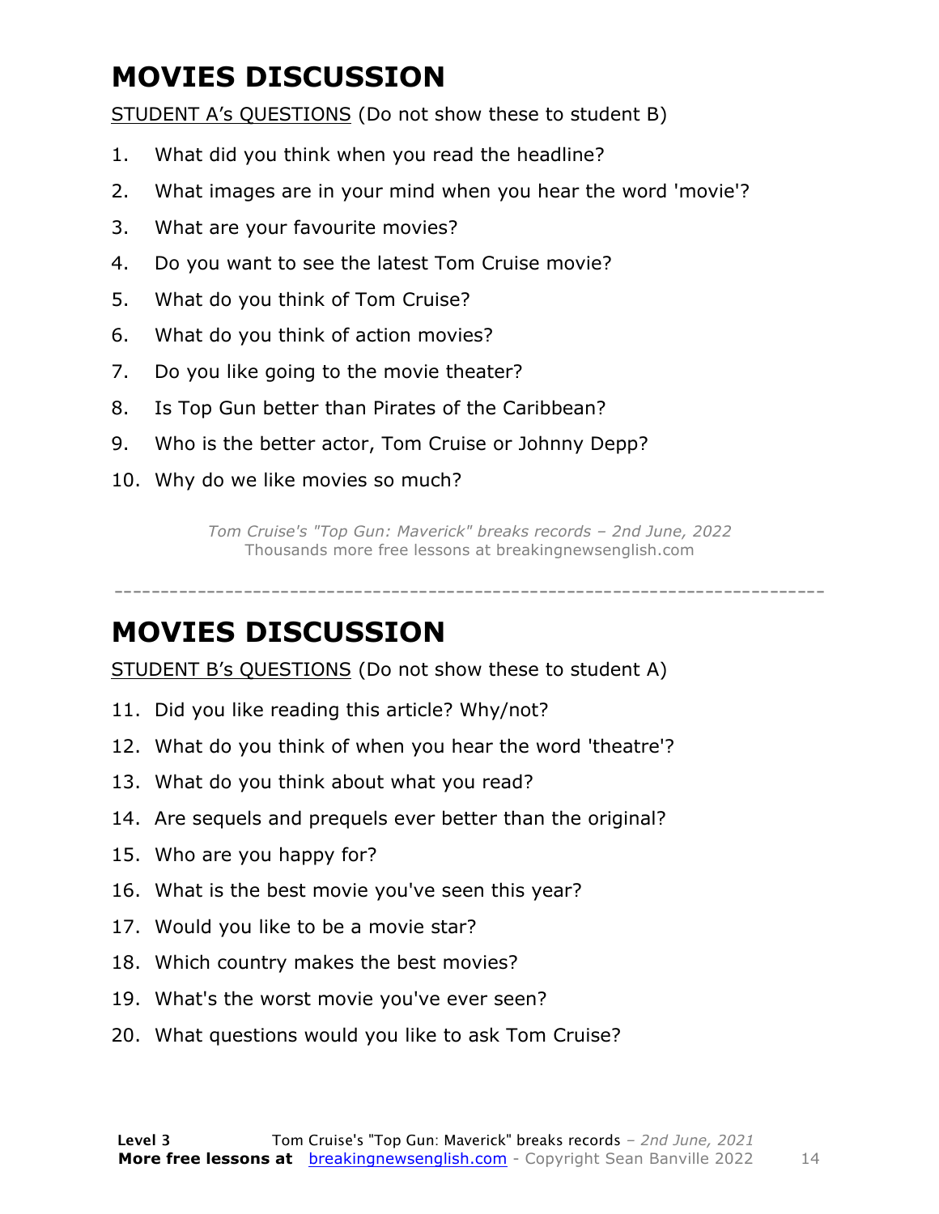# MOVIES DISCUSSION

STUDENT A's QUESTIONS (Do not show these to student B)

1. What did you think when you read the headline?
2. What images are in your mind when you hear the word 'movie'?
3. What are your favourite movies?
4. Do you want to see the latest Tom Cruise movie?
5. What do you think of Tom Cruise?
6. What do you think of action movies?
7. Do you like going to the movie theater?
8. Is Top Gun better than Pirates of the Caribbean?
9. Who is the better actor, Tom Cruise or Johnny Depp?
10. Why do we like movies so much?

*Tom Cruise's "Top Gun: Maverick" breaks records – 2nd June, 2022*
Thousands more free lessons at breakingnewsenglish.com

---

# MOVIES DISCUSSION

STUDENT B's QUESTIONS (Do not show these to student A)

11. Did you like reading this article? Why/not?
12. What do you think of when you hear the word 'theatre'?
13. What do you think about what you read?
14. Are sequels and prequels ever better than the original?
15. Who are you happy for?
16. What is the best movie you've seen this year?
17. Would you like to be a movie star?
18. Which country makes the best movies?
19. What's the worst movie you've ever seen?
20. What questions would you like to ask Tom Cruise?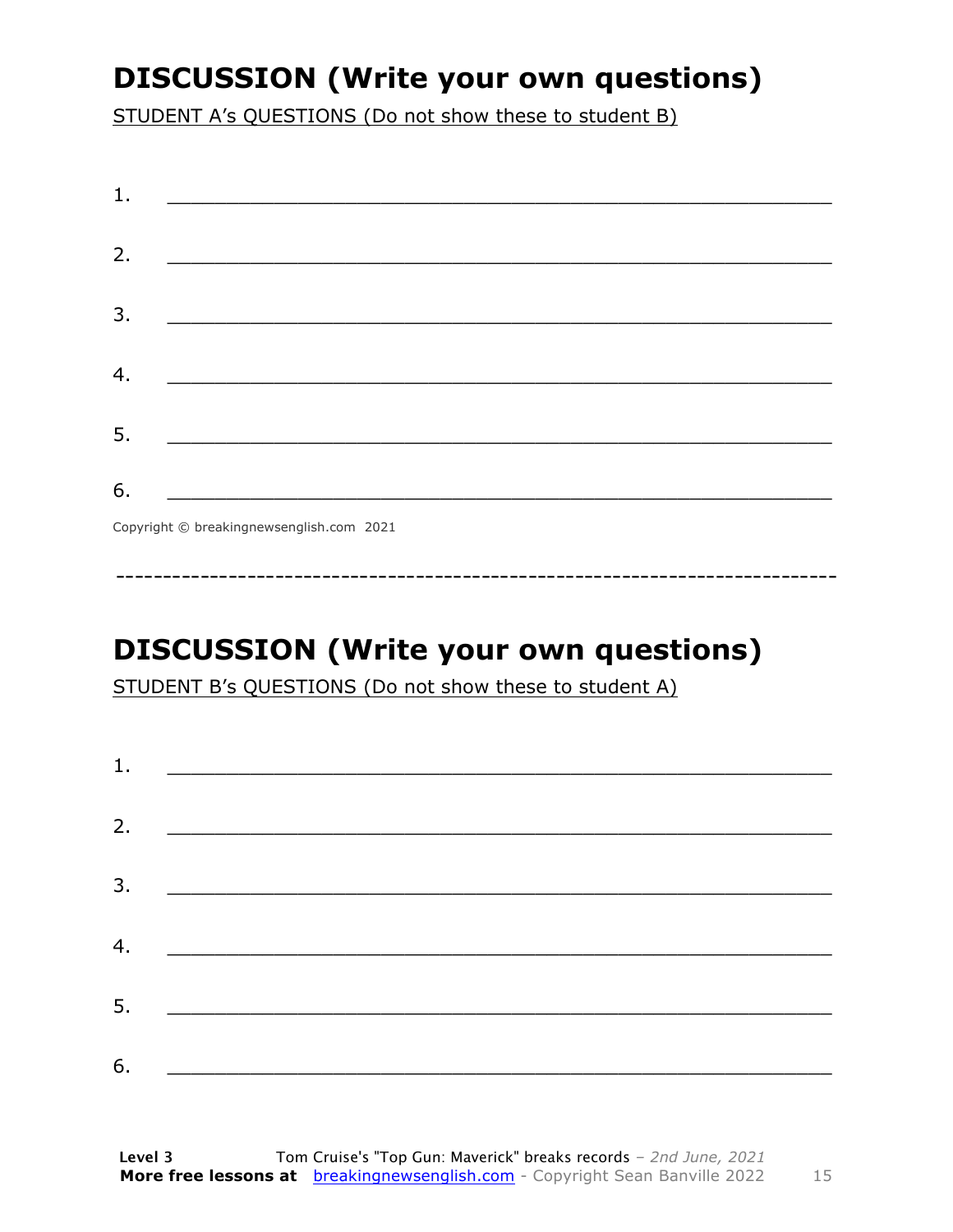# DISCUSSION (Write your own questions)

STUDENT A's QUESTIONS (Do not show these to student B)

1. ___________________________________________________________

2. ___________________________________________________________

3. ___________________________________________________________

4. ___________________________________________________________

5. ___________________________________________________________

6. ___________________________________________________________

Copyright © breakingnewsenglish.com 2021

---

# DISCUSSION (Write your own questions)

STUDENT B's QUESTIONS (Do not show these to student A)

1. ___________________________________________________________

2. ___________________________________________________________

3. ___________________________________________________________

4. ___________________________________________________________

5. ___________________________________________________________

6. ___________________________________________________________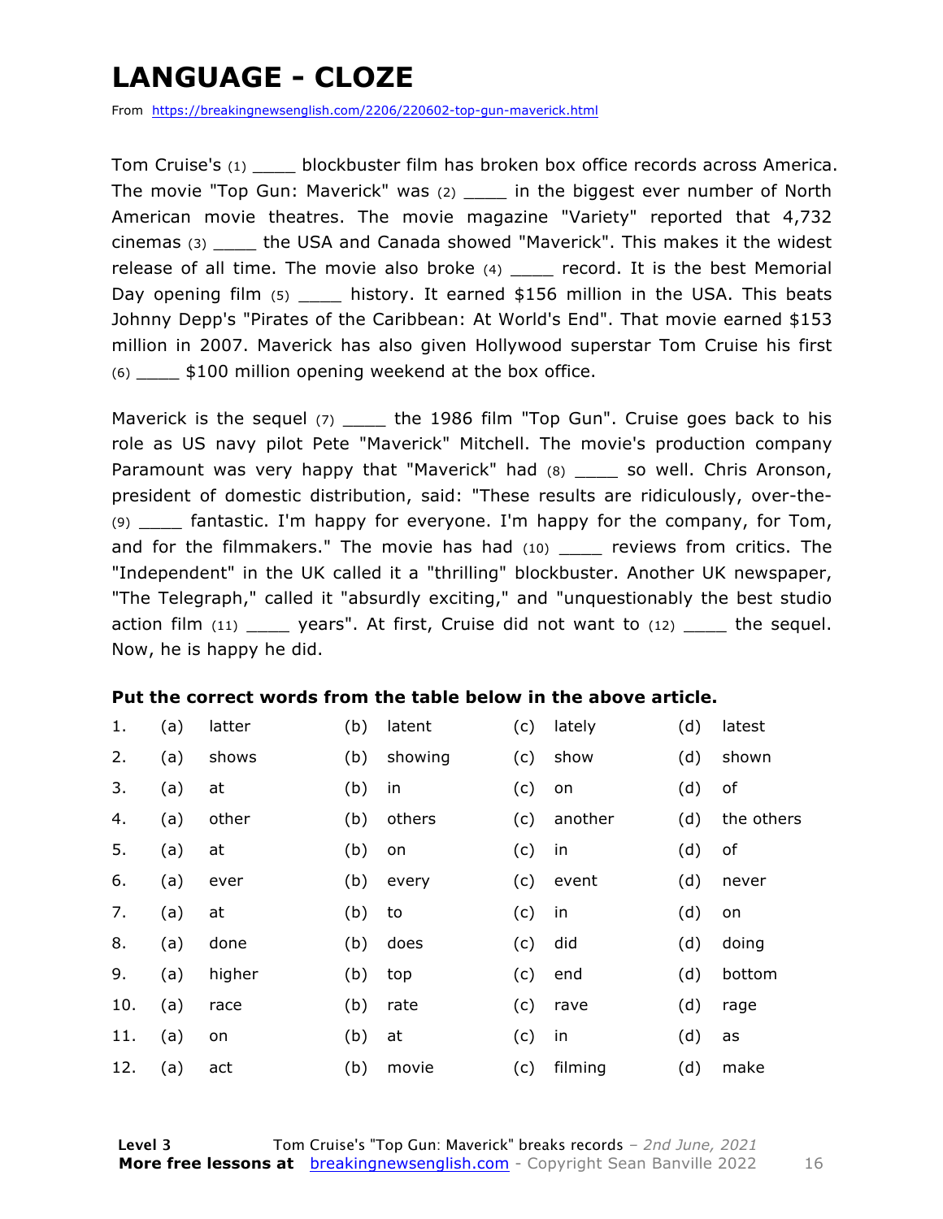# LANGUAGE - CLOZE

From https://breakingnewsenglish.com/2206/220602-top-gun-maverick.html

Tom Cruise's (1) ____ blockbuster film has broken box office records across America. The movie "Top Gun: Maverick" was (2) ____ in the biggest ever number of North American movie theatres. The movie magazine "Variety" reported that 4,732 cinemas (3) ____ the USA and Canada showed "Maverick". This makes it the widest release of all time. The movie also broke (4) ____ record. It is the best Memorial Day opening film (5) ____ history. It earned $156 million in the USA. This beats Johnny Depp's "Pirates of the Caribbean: At World's End". That movie earned $153 million in 2007. Maverick has also given Hollywood superstar Tom Cruise his first (6) ____ $100 million opening weekend at the box office.

Maverick is the sequel (7) ____ the 1986 film "Top Gun". Cruise goes back to his role as US navy pilot Pete "Maverick" Mitchell. The movie's production company Paramount was very happy that "Maverick" had (8) ____ so well. Chris Aronson, president of domestic distribution, said: "These results are ridiculously, over-the-(9) ____ fantastic. I'm happy for everyone. I'm happy for the company, for Tom, and for the filmmakers." The movie has had (10) ____ reviews from critics. The "Independent" in the UK called it a "thrilling" blockbuster. Another UK newspaper, "The Telegraph," called it "absurdly exciting," and "unquestionably the best studio action film (11) ____ years". At first, Cruise did not want to (12) ____ the sequel. Now, he is happy he did.

**Put the correct words from the table below in the above article.**

| | | | | | | | | |
|---|---|---|---|---|---|---|---|---|
| 1. | (a) | latter | (b) | latent | (c) | lately | (d) | latest |
| 2. | (a) | shows | (b) | showing | (c) | show | (d) | shown |
| 3. | (a) | at | (b) | in | (c) | on | (d) | of |
| 4. | (a) | other | (b) | others | (c) | another | (d) | the others |
| 5. | (a) | at | (b) | on | (c) | in | (d) | of |
| 6. | (a) | ever | (b) | every | (c) | event | (d) | never |
| 7. | (a) | at | (b) | to | (c) | in | (d) | on |
| 8. | (a) | done | (b) | does | (c) | did | (d) | doing |
| 9. | (a) | higher | (b) | top | (c) | end | (d) | bottom |
| 10. | (a) | race | (b) | rate | (c) | rave | (d) | rage |
| 11. | (a) | on | (b) | at | (c) | in | (d) | as |
| 12. | (a) | act | (b) | movie | (c) | filming | (d) | make |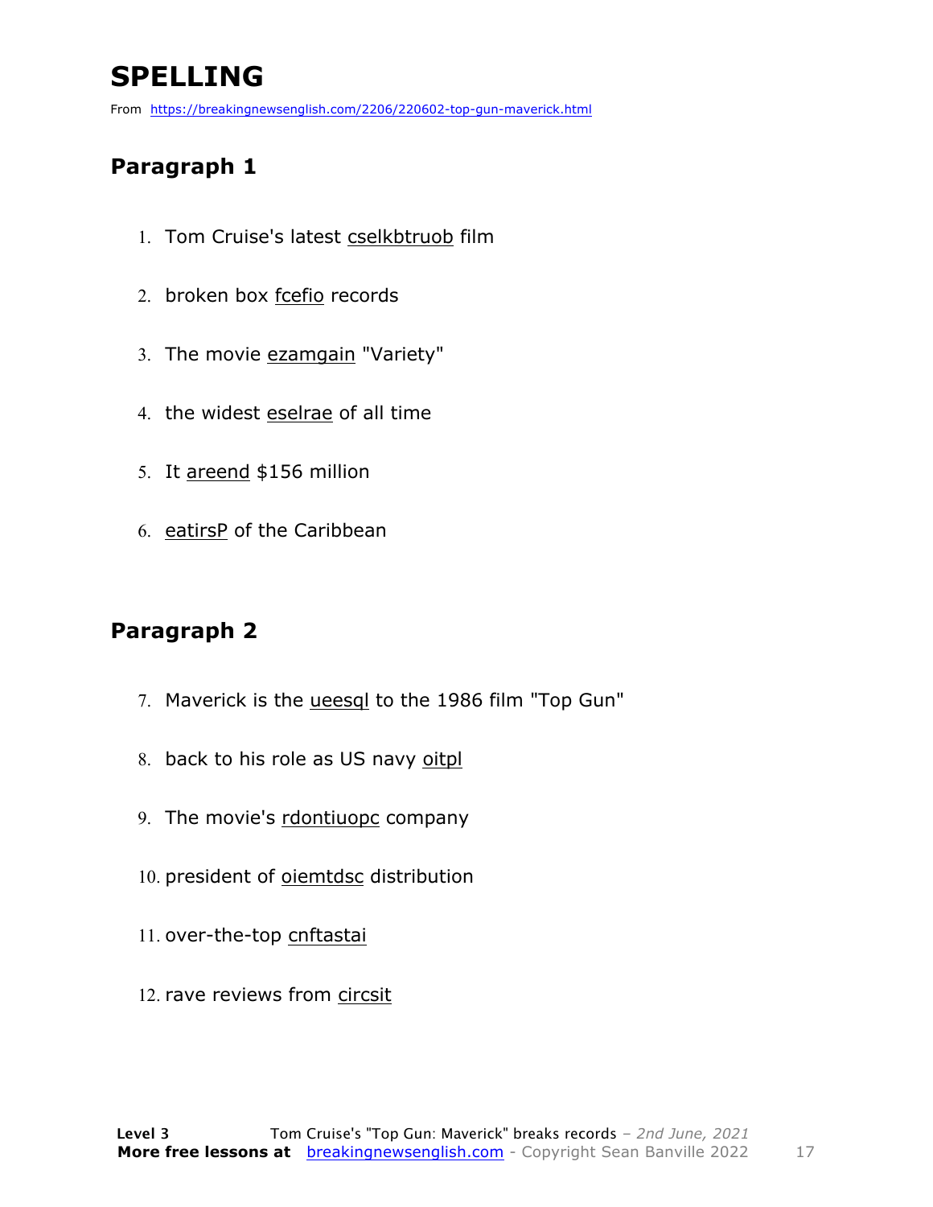# SPELLING

From https://breakingnewsenglish.com/2206/220602-top-gun-maverick.html

## Paragraph 1

1. Tom Cruise's latest cselkbtruob film
2. broken box fcefio records
3. The movie ezamgain "Variety"
4. the widest eselrae of all time
5. It areend $156 million
6. eatirsP of the Caribbean

## Paragraph 2

7. Maverick is the ueesql to the 1986 film "Top Gun"
8. back to his role as US navy oitpl
9. The movie's rdontiuopc company
10. president of oiemtdsc distribution
11. over-the-top cnftastai
12. rave reviews from circsit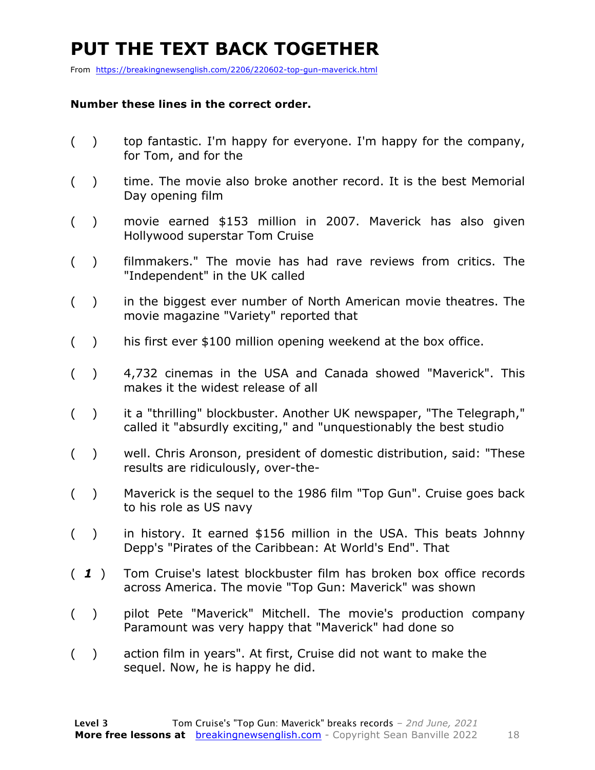# PUT THE TEXT BACK TOGETHER

From https://breakingnewsenglish.com/2206/220602-top-gun-maverick.html

**Number these lines in the correct order.**

( ) top fantastic. I'm happy for everyone. I'm happy for the company, for Tom, and for the

( ) time. The movie also broke another record. It is the best Memorial Day opening film

( ) movie earned $153 million in 2007. Maverick has also given Hollywood superstar Tom Cruise

( ) filmmakers." The movie has had rave reviews from critics. The "Independent" in the UK called

( ) in the biggest ever number of North American movie theatres. The movie magazine "Variety" reported that

( ) his first ever $100 million opening weekend at the box office.

( ) 4,732 cinemas in the USA and Canada showed "Maverick". This makes it the widest release of all

( ) it a "thrilling" blockbuster. Another UK newspaper, "The Telegraph," called it "absurdly exciting," and "unquestionably the best studio

( ) well. Chris Aronson, president of domestic distribution, said: "These results are ridiculously, over-the-

( ) Maverick is the sequel to the 1986 film "Top Gun". Cruise goes back to his role as US navy

( ) in history. It earned $156 million in the USA. This beats Johnny Depp's "Pirates of the Caribbean: At World's End". That

( ***1*** ) Tom Cruise's latest blockbuster film has broken box office records across America. The movie "Top Gun: Maverick" was shown

( ) pilot Pete "Maverick" Mitchell. The movie's production company Paramount was very happy that "Maverick" had done so

( ) action film in years". At first, Cruise did not want to make the sequel. Now, he is happy he did.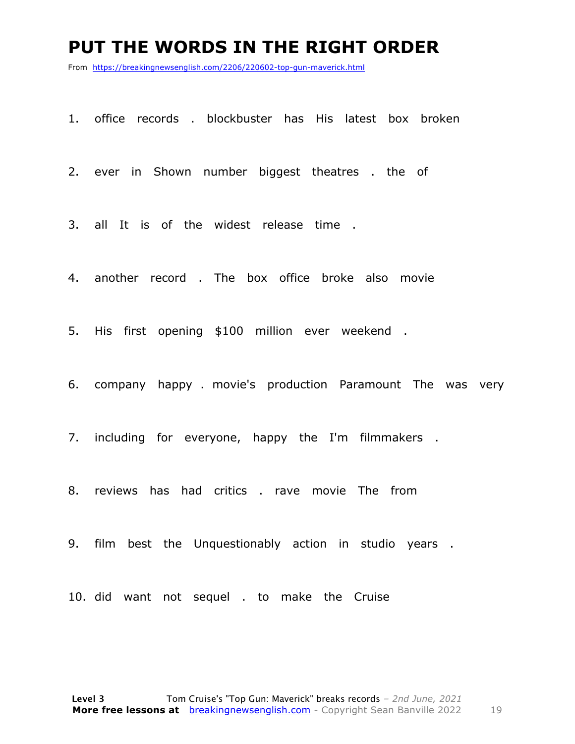# PUT THE WORDS IN THE RIGHT ORDER

From https://breakingnewsenglish.com/2206/220602-top-gun-maverick.html

1. office records . blockbuster has His latest box broken
2. ever in Shown number biggest theatres . the of
3. all It is of the widest release time .
4. another record . The box office broke also movie
5. His first opening $100 million ever weekend .
6. company happy . movie's production Paramount The was very
7. including for everyone, happy the I'm filmmakers .
8. reviews has had critics . rave movie The from
9. film best the Unquestionably action in studio years .
10. did want not sequel . to make the Cruise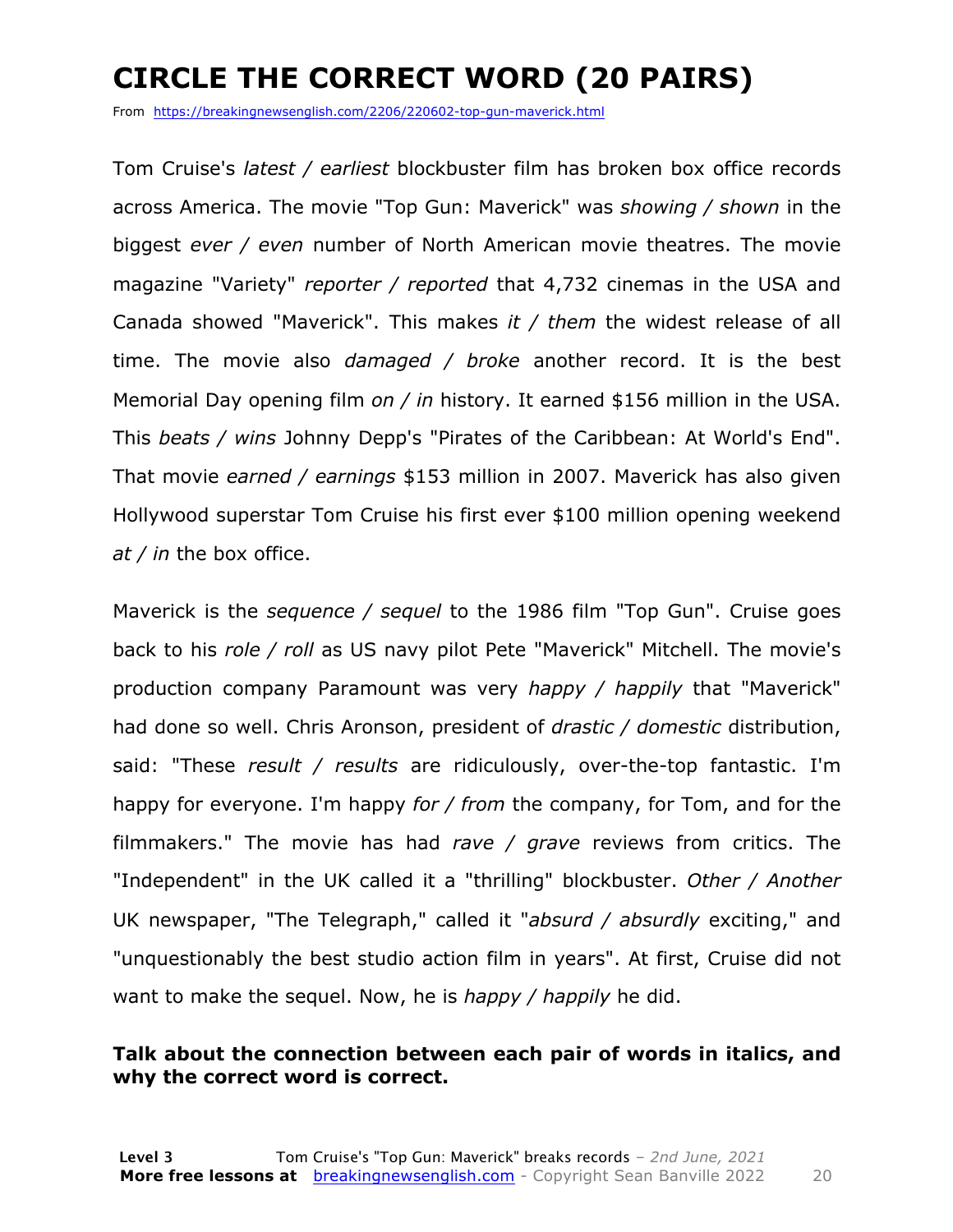# CIRCLE THE CORRECT WORD (20 PAIRS)

From https://breakingnewsenglish.com/2206/220602-top-gun-maverick.html

Tom Cruise's *latest / earliest* blockbuster film has broken box office records across America. The movie "Top Gun: Maverick" was *showing / shown* in the biggest *ever / even* number of North American movie theatres. The movie magazine "Variety" *reporter / reported* that 4,732 cinemas in the USA and Canada showed "Maverick". This makes *it / them* the widest release of all time. The movie also *damaged / broke* another record. It is the best Memorial Day opening film *on / in* history. It earned $156 million in the USA. This *beats / wins* Johnny Depp's "Pirates of the Caribbean: At World's End". That movie *earned / earnings* $153 million in 2007. Maverick has also given Hollywood superstar Tom Cruise his first ever $100 million opening weekend *at / in* the box office.

Maverick is the *sequence / sequel* to the 1986 film "Top Gun". Cruise goes back to his *role / roll* as US navy pilot Pete "Maverick" Mitchell. The movie's production company Paramount was very *happy / happily* that "Maverick" had done so well. Chris Aronson, president of *drastic / domestic* distribution, said: "These *result / results* are ridiculously, over-the-top fantastic. I'm happy for everyone. I'm happy *for / from* the company, for Tom, and for the filmmakers." The movie has had *rave / grave* reviews from critics. The "Independent" in the UK called it a "thrilling" blockbuster. *Other / Another* UK newspaper, "The Telegraph," called it "*absurd / absurdly* exciting," and "unquestionably the best studio action film in years". At first, Cruise did not want to make the sequel. Now, he is *happy / happily* he did.

**Talk about the connection between each pair of words in italics, and why the correct word is correct.**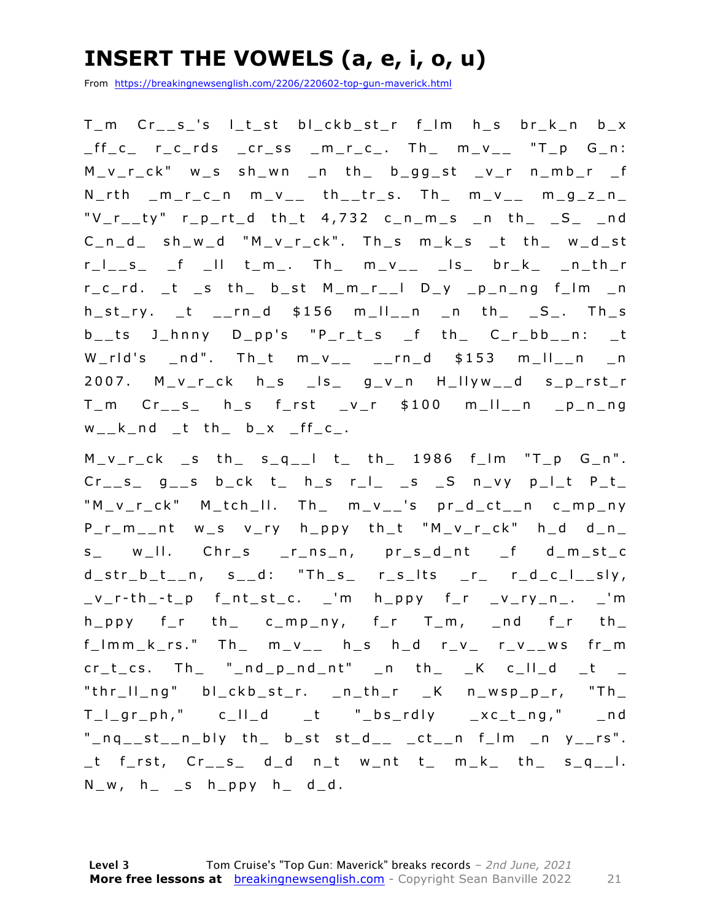# INSERT THE VOWELS (a, e, i, o, u)

From https://breakingnewsenglish.com/2206/220602-top-gun-maverick.html

T_m Cr__s_'s l_t_st bl_ckb_st_r f_lm h_s br_k_n b_x _ff_c_ r_c_rds _cr_ss _m_r_c_. Th_ m_v__ "T_p G_n: M_v_r_ck" w_s sh_wn _n th_ b_gg_st _v_r n_mb_r _f N_rth _m_r_c_n m_v__ th__tr_s. Th_ m_v__ m_g_z_n_ "V_r__ty" r_p_rt_d th_t 4,732 c_n_m_s _n th_ _S_ _nd C_n_d_ sh_w_d "M_v_r_ck". Th_s m_k_s _t th_ w_d_st r_l__s_ _f _ll t_m_. Th_ m_v__ _ls_ br_k_ _n_th_r r_c_rd. _t _s th_ b_st M_m_r__l D_y _p_n_ng f_lm _n h_st_ry. _t __rn_d $156 m_ll__n _n th_ _S_. Th_s b__ts J_hnny D_pp's "P_r_t_s _f th_ C_r_bb__n: _t W_rld's _nd". Th_t m_v__ __rn_d $153 m_ll__n _n 2007. M_v_r_ck h_s _ls_ g_v_n H_llyw__d s_p_rst_r T_m Cr__s_ h_s f_rst _v_r $100 m_ll__n _p_n_ng w__k_nd _t th_ b_x _ff_c_.

M_v_r_ck _s th_ s_q__l t_ th_ 1986 f_lm "T_p G_n". Cr__s_ g__s b_ck t_ h_s r_l_ _s _S n_vy p_l_t P_t_ "M_v_r_ck" M_tch_ll. Th_ m_v__'s pr_d_ct__n c_mp_ny P_r_m__nt w_s v_ry h_ppy th_t "M_v_r_ck" h_d d_n_ s_ w_ll. Chr_s _r_ns_n, pr_s_d_nt _f d_m_st_c d_str_b_t__n, s__d: "Th_s_ r_s_lts _r_ r_d_c_l__sly, _v_r-th_-t_p f_nt_st_c. _'m h_ppy f_r _v_ry_n_. _'m h_ppy f_r th_ c_mp_ny, f_r T_m, _nd f_r th_ f_lmm_k_rs." Th_ m_v__ h_s h_d r_v_ r_v__ws fr_m cr_t_cs. Th_ "_nd_p_nd_nt" _n th_ _K c_ll_d _t _ "thr_ll_ng" bl_ckb_st_r. _n_th_r _K n_wsp_p_r, "Th_ T_l_gr_ph," c_ll_d _t "_bs_rdly _xc_t_ng," _nd "_nq__st__n_bly th_ b_st st_d__ _ct__n f_lm _n y__rs". _t f_rst, Cr__s_ d_d n_t w_nt t_ m_k_ th_ s_q__l. N_w, h_ _s h_ppy h_ d_d.

**Level 3** Tom Cruise's "Top Gun: Maverick" breaks records *– 2nd June, 2021*
**More free lessons at** breakingnewsenglish.com - Copyright Sean Banville 2022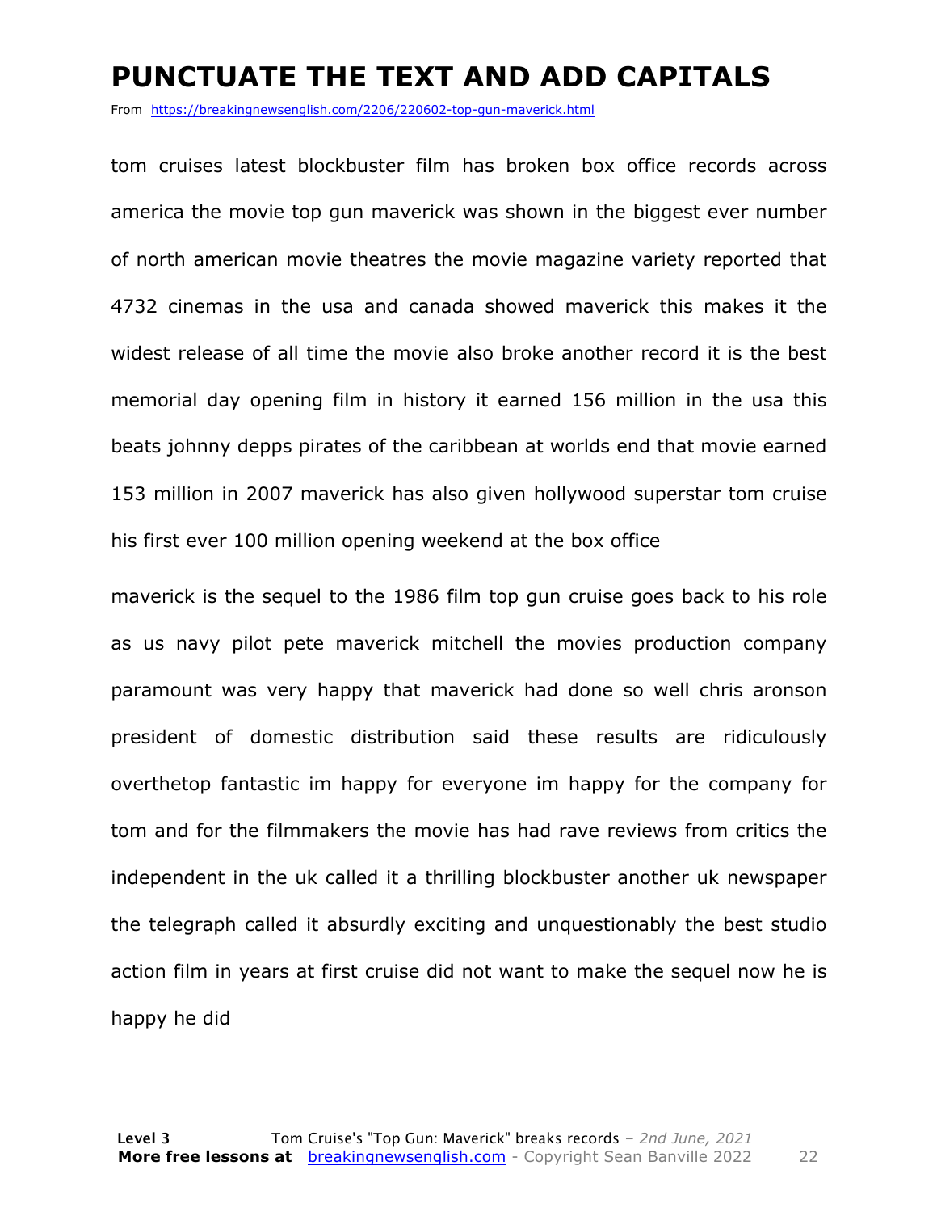# PUNCTUATE THE TEXT AND ADD CAPITALS

From https://breakingnewsenglish.com/2206/220602-top-gun-maverick.html

tom cruises latest blockbuster film has broken box office records across america the movie top gun maverick was shown in the biggest ever number of north american movie theatres the movie magazine variety reported that 4732 cinemas in the usa and canada showed maverick this makes it the widest release of all time the movie also broke another record it is the best memorial day opening film in history it earned 156 million in the usa this beats johnny depps pirates of the caribbean at worlds end that movie earned 153 million in 2007 maverick has also given hollywood superstar tom cruise his first ever 100 million opening weekend at the box office

maverick is the sequel to the 1986 film top gun cruise goes back to his role as us navy pilot pete maverick mitchell the movies production company paramount was very happy that maverick had done so well chris aronson president of domestic distribution said these results are ridiculously overthetop fantastic im happy for everyone im happy for the company for tom and for the filmmakers the movie has had rave reviews from critics the independent in the uk called it a thrilling blockbuster another uk newspaper the telegraph called it absurdly exciting and unquestionably the best studio action film in years at first cruise did not want to make the sequel now he is happy he did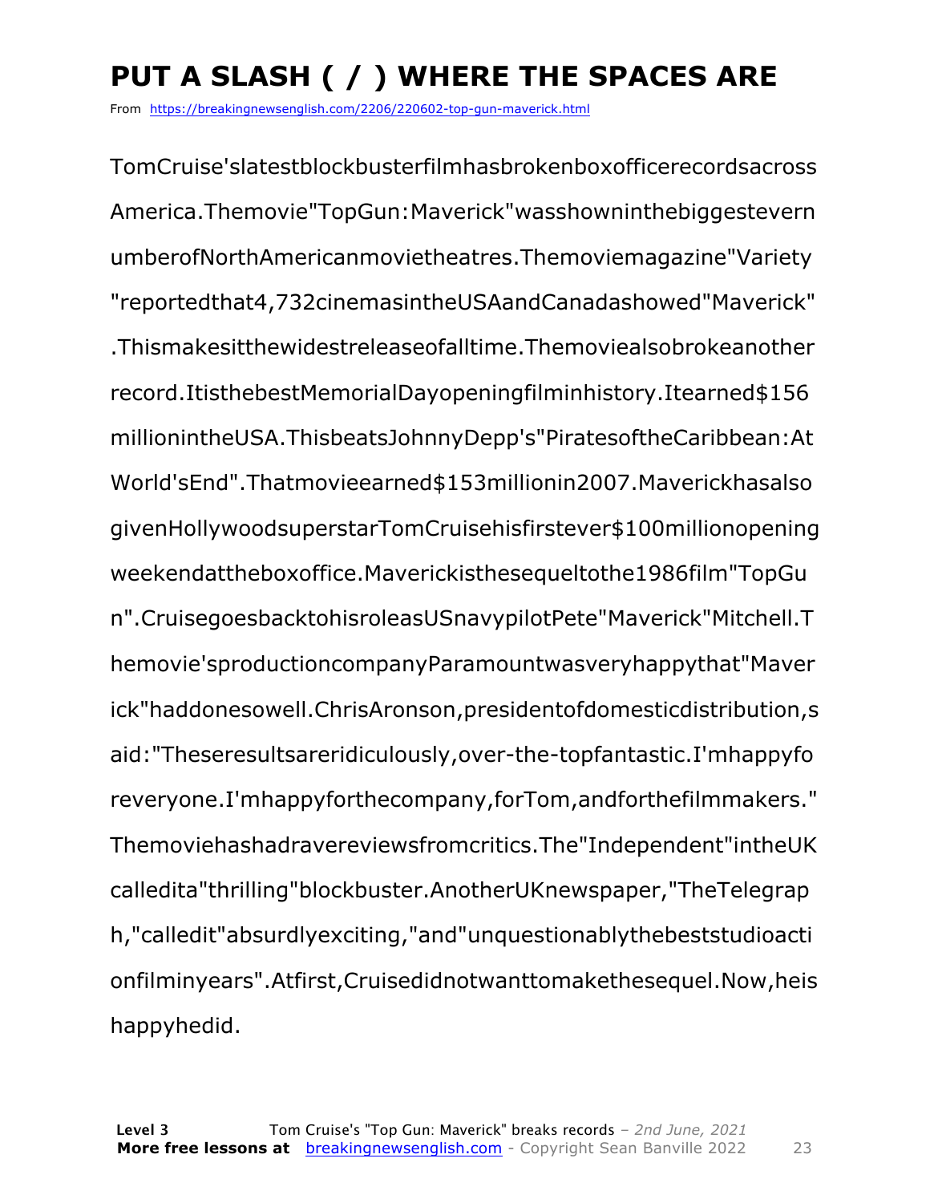# PUT A SLASH ( / ) WHERE THE SPACES ARE

From https://breakingnewsenglish.com/2206/220602-top-gun-maverick.html

TomCruise'slatestblockbusterfilmhasbrokenboxofficerecordsacross
America.Themovie"TopGun:Maverick"wasshowninthebiggestevern
umberofNorthAmericanmovietheatres.Themoviemagazine"Variety
"reportedthat4,732cinemasintheUSAandCanadashowed"Maverick"
.Thismakesitthewidestreleaseofalltime.Themoviealsobrokeanother
record.ItisthebestMemorialDayopeningfilminhistory.Itearned$156
millionintheUSA.ThisbeatsJohnnyDepp's"PiratesoftheCaribbean:At
World'sEnd".Thatmovieearned$153millionin2007.Maverickhasalso
givenHollywoodsuperstarTomCruisehisfirstever$100millionopening
weekendattheboxoffice.Maverickisthesequeltothe1986film"TopGu
n".CruisegoesbacktohisroleasUSnavypilotPete"Maverick"Mitchell.T
hemovie'sproductioncompanyParamountwasveryhappythat"Maver
ick"haddonesowell.ChrisAronson,presidentofdomesticdistribution,s
aid:"Theseresultsareridiculously,over-the-topfantastic.I'mhappyfo
reveryone.I'mhappyforthecompany,forTom,andforthefilmmakers."
Themoviehashadravereviewsfromcritics.The"Independent"intheUK
calledita"thrilling"blockbuster.AnotherUKnewspaper,"TheTelegrap
h,"calledit"absurdlyexciting,"and"unquestionablythebeststudioacti
onfilminyears".Atfirst,Cruisedidnotwanttomakethesequel.Now,heis
happyhedid.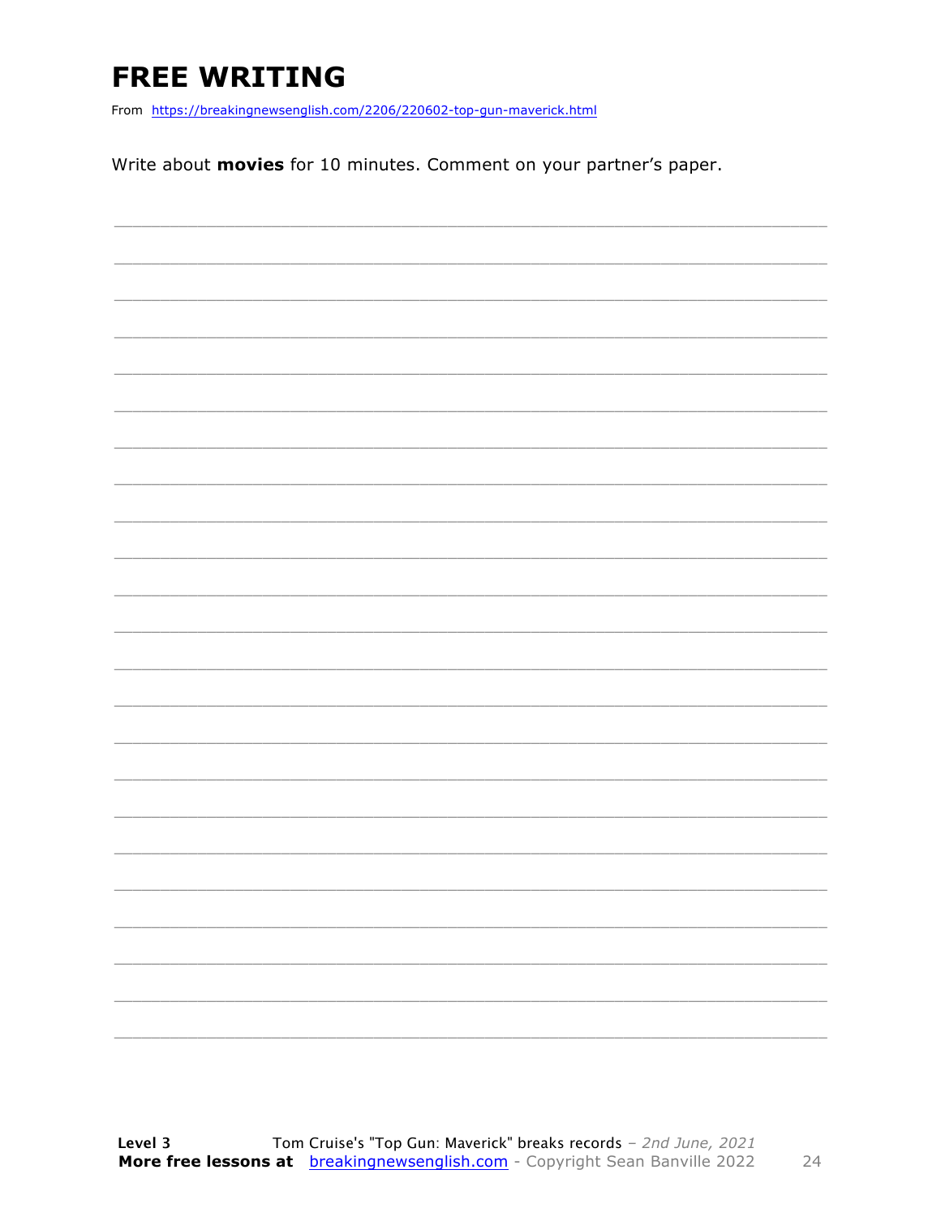# FREE WRITING

From https://breakingnewsenglish.com/2206/220602-top-gun-maverick.html

Write about **movies** for 10 minutes. Comment on your partner's paper.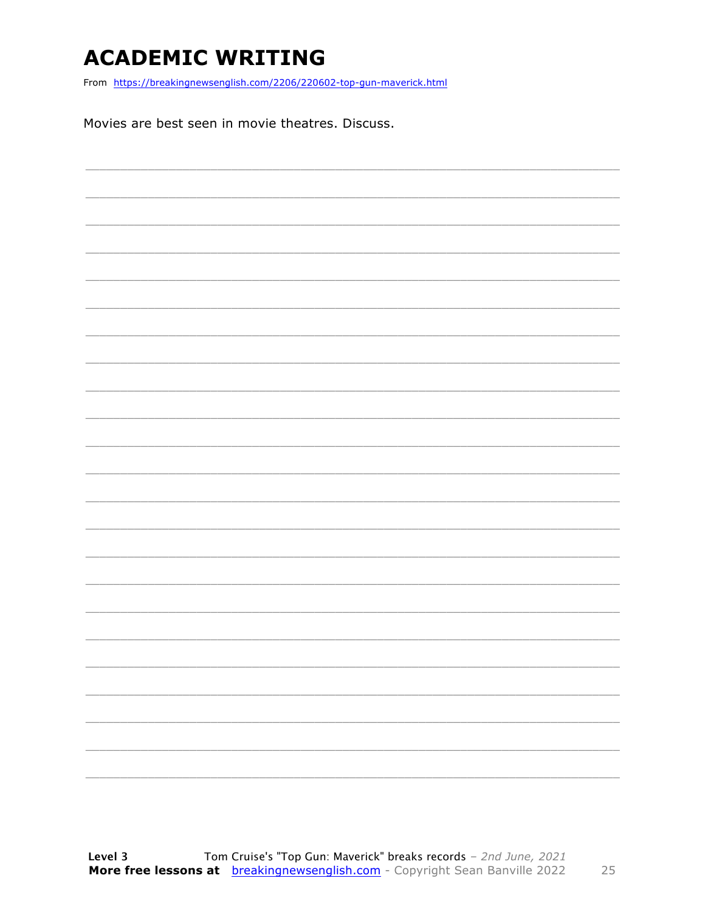# ACADEMIC WRITING

From https://breakingnewsenglish.com/2206/220602-top-gun-maverick.html

Movies are best seen in movie theatres. Discuss.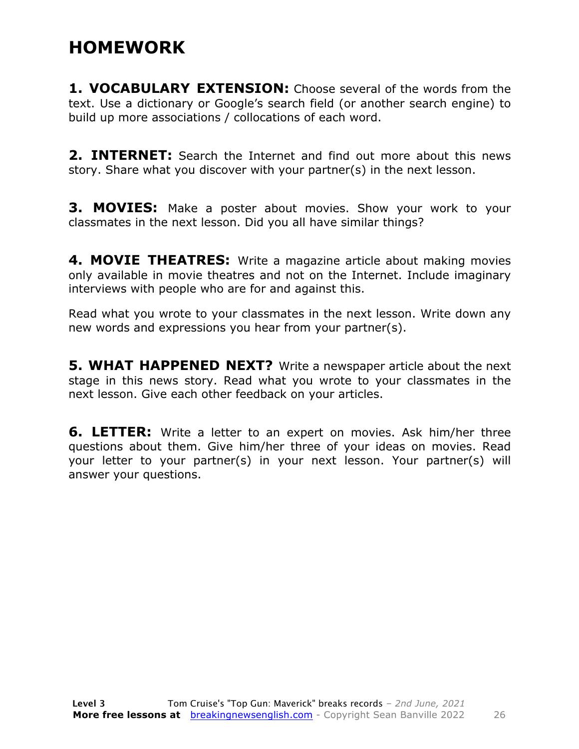# HOMEWORK

**1. VOCABULARY EXTENSION:** Choose several of the words from the text. Use a dictionary or Google's search field (or another search engine) to build up more associations / collocations of each word.

**2. INTERNET:** Search the Internet and find out more about this news story. Share what you discover with your partner(s) in the next lesson.

**3. MOVIES:** Make a poster about movies. Show your work to your classmates in the next lesson. Did you all have similar things?

**4. MOVIE THEATRES:** Write a magazine article about making movies only available in movie theatres and not on the Internet. Include imaginary interviews with people who are for and against this.

Read what you wrote to your classmates in the next lesson. Write down any new words and expressions you hear from your partner(s).

**5. WHAT HAPPENED NEXT?** Write a newspaper article about the next stage in this news story. Read what you wrote to your classmates in the next lesson. Give each other feedback on your articles.

**6. LETTER:** Write a letter to an expert on movies. Ask him/her three questions about them. Give him/her three of your ideas on movies. Read your letter to your partner(s) in your next lesson. Your partner(s) will answer your questions.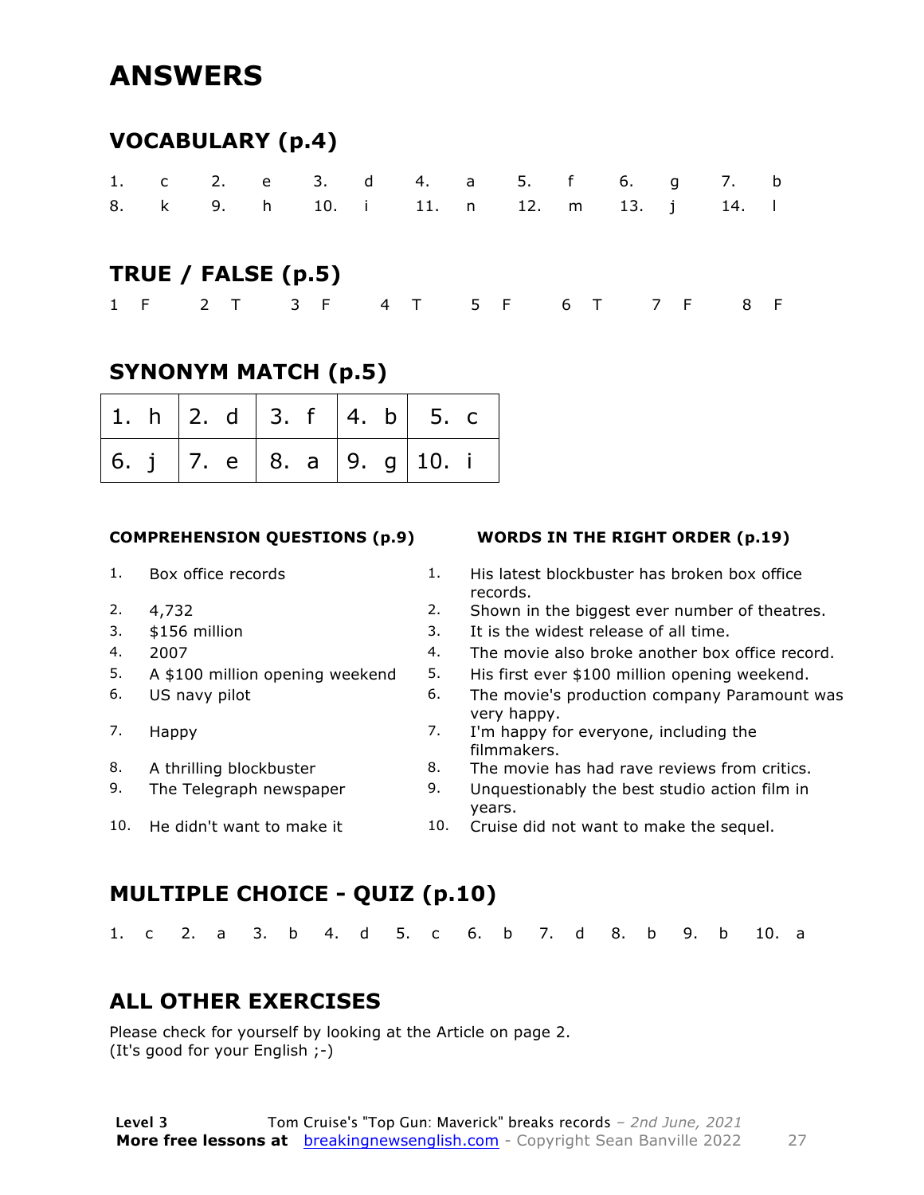# ANSWERS

## VOCABULARY (p.4)

| | | | | | | | | | | | | | |
|---|---|---|---|---|---|---|---|---|---|---|---|---|---|
| 1. | c | 2. | e | 3. | d | 4. | a | 5. | f | 6. | g | 7. | b |
| 8. | k | 9. | h | 10. | i | 11. | n | 12. | m | 13. | j | 14. | l |

## TRUE / FALSE (p.5)

1 F   2 T   3 F   4 T   5 F   6 T   7 F   8 F

## SYNONYM MATCH (p.5)

| | | | | |
|---|---|---|---|---|
| 1. h | 2. d | 3. f | 4. b | 5. c |
| 6. j | 7. e | 8. a | 9. g | 10. i |

### COMPREHENSION QUESTIONS (p.9)

1. Box office records
2. 4,732
3. $156 million
4. 2007
5. A $100 million opening weekend
6. US navy pilot
7. Happy
8. A thrilling blockbuster
9. The Telegraph newspaper
10. He didn't want to make it

### WORDS IN THE RIGHT ORDER (p.19)

1. His latest blockbuster has broken box office records.
2. Shown in the biggest ever number of theatres.
3. It is the widest release of all time.
4. The movie also broke another box office record.
5. His first ever $100 million opening weekend.
6. The movie's production company Paramount was very happy.
7. I'm happy for everyone, including the filmmakers.
8. The movie has had rave reviews from critics.
9. Unquestionably the best studio action film in years.
10. Cruise did not want to make the sequel.

## MULTIPLE CHOICE - QUIZ (p.10)

1. c   2. a   3. b   4. d   5. c   6. b   7. d   8. b   9. b   10. a

## ALL OTHER EXERCISES

Please check for yourself by looking at the Article on page 2.
(It's good for your English ;-)